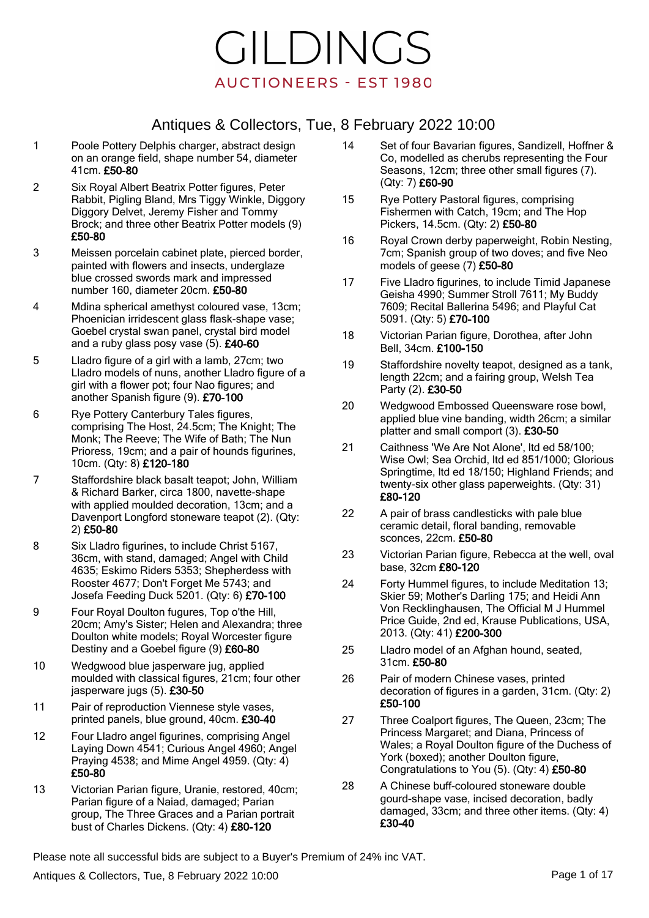# GILDINGS

AUCTIONEERS - EST 1980

## Antiques & Collectors, Tue, 8 February 2022 10:00

1 Poole Pottery Delphis charger, abstract design on an orange field, shape number 54, diameter 41cm. **£50-80**

2 Six Royal Albert Beatrix Potter figures, Peter Rabbit, Pigling Bland, Mrs Tiggy Winkle, Diggory Diggory Delvet, Jeremy Fisher and Tommy Brock; and three other Beatrix Potter models (9) **£50-80**

3 Meissen porcelain cabinet plate, pierced border, painted with flowers and insects, underglaze blue crossed swords mark and impressed number 160, diameter 20cm. **£50-80**

4 Mdina spherical amethyst coloured vase, 13cm; Phoenician irridescent glass flask-shape vase; Goebel crystal swan panel, crystal bird model and a ruby glass posy vase (5). **£40-60**

5 Lladro figure of a girl with a lamb, 27cm; two Lladro models of nuns, another Lladro figure of a girl with a flower pot; four Nao figures; and another Spanish figure (9). **£70-100**

6 Rye Pottery Canterbury Tales figures, comprising The Host, 24.5cm; The Knight; The Monk; The Reeve; The Wife of Bath; The Nun Prioress, 19cm; and a pair of hounds figurines, 10cm. (Qty: 8) **£120-180**

7 Staffordshire black basalt teapot; John, William & Richard Barker, circa 1800, navette-shape with applied moulded decoration, 13cm; and a Davenport Longford stoneware teapot (2). (Qty: 2) **£50-80**

8 Six Lladro figurines, to include Christ 5167, 36cm, with stand, damaged; Angel with Child 4635; Eskimo Riders 5353; Shepherdess with Rooster 4677; Don't Forget Me 5743; and Josefa Feeding Duck 5201. (Qty: 6) **£70-100**

9 Four Royal Doulton fugures, Top o'the Hill, 20cm; Amy's Sister; Helen and Alexandra; three Doulton white models; Royal Worcester figure Destiny and a Goebel figure (9) **£60-80**

10 Wedgwood blue jasperware jug, applied moulded with classical figures, 21cm; four other jasperware jugs (5). **£30-50**

11 Pair of reproduction Viennese style vases, printed panels, blue ground, 40cm. **£30-40**

12 Four Lladro angel figurines, comprising Angel Laying Down 4541; Curious Angel 4960; Angel Praying 4538; and Mime Angel 4959. (Qty: 4) **£50-80**

13 Victorian Parian figure, Uranie, restored, 40cm; Parian figure of a Naiad, damaged; Parian group, The Three Graces and a Parian portrait bust of Charles Dickens. (Qty: 4) **£80-120**

14 Set of four Bavarian figures, Sandizell, Hoffner & Co, modelled as cherubs representing the Four Seasons, 12cm; three other small figures (7). (Qty: 7) **£60-90**

15 Rye Pottery Pastoral figures, comprising Fishermen with Catch, 19cm; and The Hop Pickers, 14.5cm. (Qty: 2) **£50-80**

16 Royal Crown derby paperweight, Robin Nesting, 7cm; Spanish group of two doves; and five Neo models of geese (7) **£50-80**

17 Five Lladro figurines, to include Timid Japanese Geisha 4990; Summer Stroll 7611; My Buddy 7609; Recital Ballerina 5496; and Playful Cat 5091. (Qty: 5) **£70-100**

18 Victorian Parian figure, Dorothea, after John Bell, 34cm. **£100-150**

19 Staffordshire novelty teapot, designed as a tank, length 22cm; and a fairing group, Welsh Tea Party (2). **£30-50**

20 Wedgwood Embossed Queensware rose bowl, applied blue vine banding, width 26cm; a similar platter and small comport (3). **£30-50**

21 Caithness 'We Are Not Alone', ltd ed 58/100; Wise Owl; Sea Orchid, ltd ed 851/1000; Glorious Springtime, ltd ed 18/150; Highland Friends; and twenty-six other glass paperweights. (Qty: 31) **£80-120**

22 A pair of brass candlesticks with pale blue ceramic detail, floral banding, removable sconces, 22cm. **£50-80**

23 Victorian Parian figure, Rebecca at the well, oval base, 32cm **£80-120**

24 Forty Hummel figures, to include Meditation 13; Skier 59; Mother's Darling 175; and Heidi Ann Von Recklinghausen, The Official M J Hummel Price Guide, 2nd ed, Krause Publications, USA, 2013. (Qty: 41) **£200-300**

25 Lladro model of an Afghan hound, seated, 31cm. **£50-80**

26 Pair of modern Chinese vases, printed decoration of figures in a garden, 31cm. (Qty: 2) **£50-100**

27 Three Coalport figures, The Queen, 23cm; The Princess Margaret; and Diana, Princess of Wales; a Royal Doulton figure of the Duchess of York (boxed); another Doulton figure, Congratulations to You (5). (Qty: 4) **£50-80**

28 A Chinese buff-coloured stoneware double gourd-shape vase, incised decoration, badly damaged, 33cm; and three other items. (Qty: 4) **£30-40**

Please note all successful bids are subject to a Buyer's Premium of 24% inc VAT.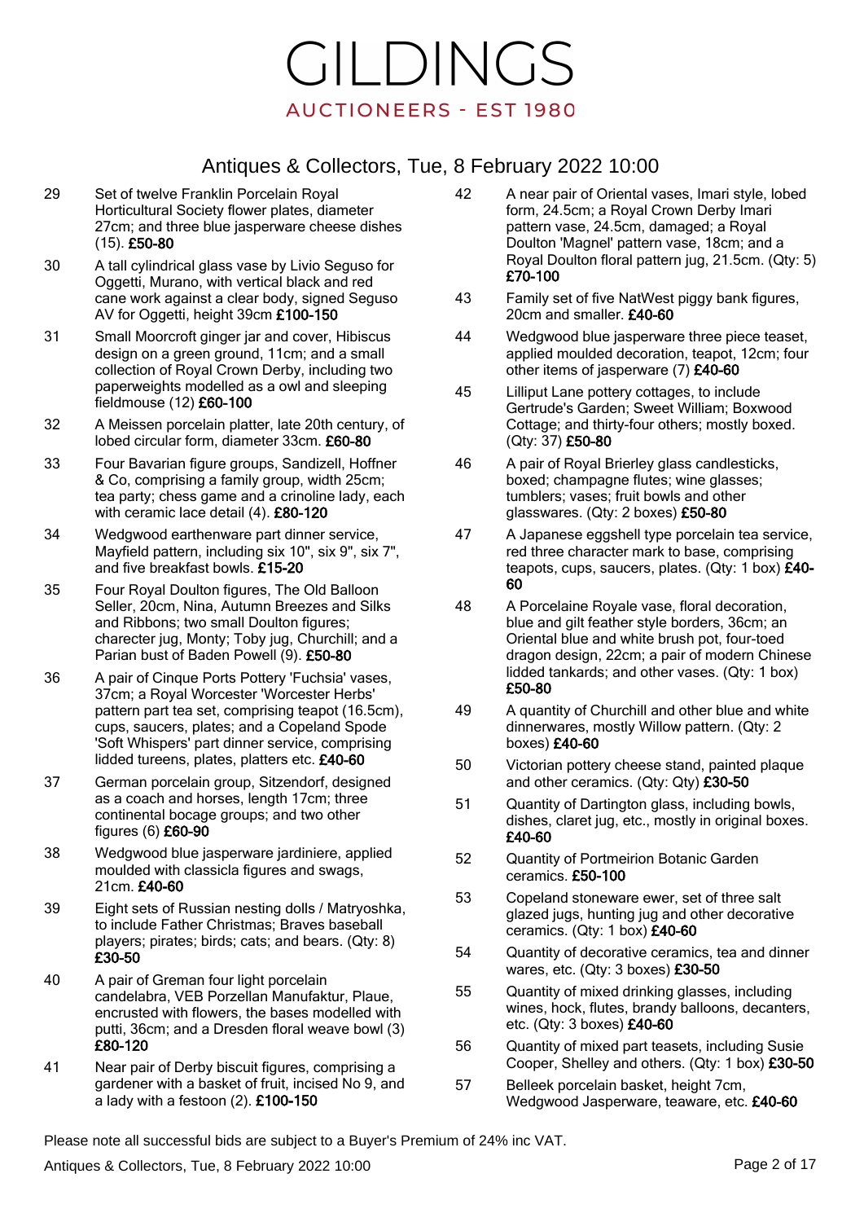# GILDINGS

AUCTIONEERS - EST 1980

## Antiques & Collectors, Tue, 8 February 2022 10:00

29 Set of twelve Franklin Porcelain Royal Horticultural Society flower plates, diameter 27cm; and three blue jasperware cheese dishes (15). **£50-80**

30 A tall cylindrical glass vase by Livio Seguso for Oggetti, Murano, with vertical black and red cane work against a clear body, signed Seguso AV for Oggetti, height 39cm **£100-150**

31 Small Moorcroft ginger jar and cover, Hibiscus design on a green ground, 11cm; and a small collection of Royal Crown Derby, including two paperweights modelled as a owl and sleeping fieldmouse (12) **£60-100**

32 A Meissen porcelain platter, late 20th century, of lobed circular form, diameter 33cm. **£60-80**

33 Four Bavarian figure groups, Sandizell, Hoffner & Co, comprising a family group, width 25cm; tea party; chess game and a crinoline lady, each with ceramic lace detail (4). **£80-120**

34 Wedgwood earthenware part dinner service, Mayfield pattern, including six 10", six 9", six 7", and five breakfast bowls. **£15-20**

35 Four Royal Doulton figures, The Old Balloon Seller, 20cm, Nina, Autumn Breezes and Silks and Ribbons; two small Doulton figures; charecter jug, Monty; Toby jug, Churchill; and a Parian bust of Baden Powell (9). **£50-80**

36 A pair of Cinque Ports Pottery 'Fuchsia' vases, 37cm; a Royal Worcester 'Worcester Herbs' pattern part tea set, comprising teapot (16.5cm), cups, saucers, plates; and a Copeland Spode 'Soft Whispers' part dinner service, comprising lidded tureens, plates, platters etc. **£40-60**

37 German porcelain group, Sitzendorf, designed as a coach and horses, length 17cm; three continental bocage groups; and two other figures (6) **£60-90**

38 Wedgwood blue jasperware jardiniere, applied moulded with classicla figures and swags, 21cm. **£40-60**

39 Eight sets of Russian nesting dolls / Matryoshka, to include Father Christmas; Braves baseball players; pirates; birds; cats; and bears. (Qty: 8) **£30-50**

40 A pair of Greman four light porcelain candelabra, VEB Porzellan Manufaktur, Plaue, encrusted with flowers, the bases modelled with putti, 36cm; and a Dresden floral weave bowl (3) **£80-120**

41 Near pair of Derby biscuit figures, comprising a gardener with a basket of fruit, incised No 9, and a lady with a festoon (2). **£100-150**

42 A near pair of Oriental vases, Imari style, lobed form, 24.5cm; a Royal Crown Derby Imari pattern vase, 24.5cm, damaged; a Royal Doulton 'Magnel' pattern vase, 18cm; and a Royal Doulton floral pattern jug, 21.5cm. (Qty: 5) **£70-100**

43 Family set of five NatWest piggy bank figures, 20cm and smaller. **£40-60**

44 Wedgwood blue jasperware three piece teaset, applied moulded decoration, teapot, 12cm; four other items of jasperware (7) **£40-60**

45 Lilliput Lane pottery cottages, to include Gertrude's Garden; Sweet William; Boxwood Cottage; and thirty-four others; mostly boxed. (Qty: 37) **£50-80**

46 A pair of Royal Brierley glass candlesticks, boxed; champagne flutes; wine glasses; tumblers; vases; fruit bowls and other glasswares. (Qty: 2 boxes) **£50-80**

47 A Japanese eggshell type porcelain tea service, red three character mark to base, comprising teapots, cups, saucers, plates. (Qty: 1 box) **£40-60**

48 A Porcelaine Royale vase, floral decoration, blue and gilt feather style borders, 36cm; an Oriental blue and white brush pot, four-toed dragon design, 22cm; a pair of modern Chinese lidded tankards; and other vases. (Qty: 1 box) **£50-80**

49 A quantity of Churchill and other blue and white dinnerwares, mostly Willow pattern. (Qty: 2 boxes) **£40-60**

50 Victorian pottery cheese stand, painted plaque and other ceramics. (Qty: Qty) **£30-50**

51 Quantity of Dartington glass, including bowls, dishes, claret jug, etc., mostly in original boxes. **£40-60**

52 Quantity of Portmeirion Botanic Garden ceramics. **£50-100**

53 Copeland stoneware ewer, set of three salt glazed jugs, hunting jug and other decorative ceramics. (Qty: 1 box) **£40-60**

54 Quantity of decorative ceramics, tea and dinner wares, etc. (Qty: 3 boxes) **£30-50**

55 Quantity of mixed drinking glasses, including wines, hock, flutes, brandy balloons, decanters, etc. (Qty: 3 boxes) **£40-60**

56 Quantity of mixed part teasets, including Susie Cooper, Shelley and others. (Qty: 1 box) **£30-50**

57 Belleek porcelain basket, height 7cm, Wedgwood Jasperware, teaware, etc. **£40-60**

Please note all successful bids are subject to a Buyer's Premium of 24% inc VAT.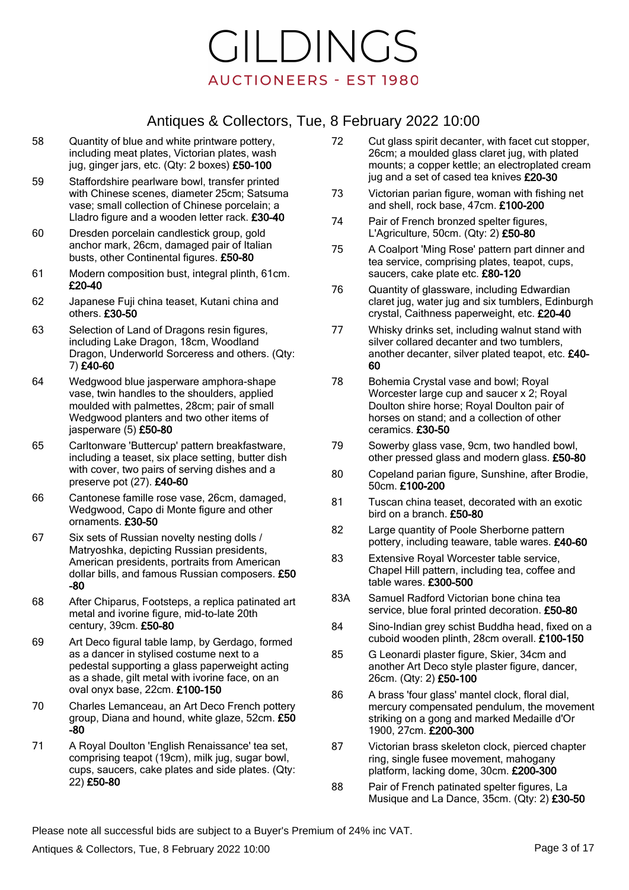# GILDINGS

AUCTIONEERS - EST 1980

## Antiques & Collectors, Tue, 8 February 2022 10:00

58 Quantity of blue and white printware pottery, including meat plates, Victorian plates, wash jug, ginger jars, etc. (Qty: 2 boxes) **£50-100**

59 Staffordshire pearlware bowl, transfer printed with Chinese scenes, diameter 25cm; Satsuma vase; small collection of Chinese porcelain; a Lladro figure and a wooden letter rack. **£30-40**

60 Dresden porcelain candlestick group, gold anchor mark, 26cm, damaged pair of Italian busts, other Continental figures. **£50-80**

61 Modern composition bust, integral plinth, 61cm. **£20-40**

62 Japanese Fuji china teaset, Kutani china and others. **£30-50**

63 Selection of Land of Dragons resin figures, including Lake Dragon, 18cm, Woodland Dragon, Underworld Sorceress and others. (Qty: 7) **£40-60**

64 Wedgwood blue jasperware amphora-shape vase, twin handles to the shoulders, applied moulded with palmettes, 28cm; pair of small Wedgwood planters and two other items of jasperware (5) **£50-80**

65 Carltonware 'Buttercup' pattern breakfastware, including a teaset, six place setting, butter dish with cover, two pairs of serving dishes and a preserve pot (27). **£40-60**

66 Cantonese famille rose vase, 26cm, damaged, Wedgwood, Capo di Monte figure and other ornaments. **£30-50**

67 Six sets of Russian novelty nesting dolls / Matryoshka, depicting Russian presidents, American presidents, portraits from American dollar bills, and famous Russian composers. **£50-80**

68 After Chiparus, Footsteps, a replica patinated art metal and ivorine figure, mid-to-late 20th century, 39cm. **£50-80**

69 Art Deco figural table lamp, by Gerdago, formed as a dancer in stylised costume next to a pedestal supporting a glass paperweight acting as a shade, gilt metal with ivorine face, on an oval onyx base, 22cm. **£100-150**

70 Charles Lemanceau, an Art Deco French pottery group, Diana and hound, white glaze, 52cm. **£50-80**

71 A Royal Doulton 'English Renaissance' tea set, comprising teapot (19cm), milk jug, sugar bowl, cups, saucers, cake plates and side plates. (Qty: 22) **£50-80**

72 Cut glass spirit decanter, with facet cut stopper, 26cm; a moulded glass claret jug, with plated mounts; a copper kettle; an electroplated cream jug and a set of cased tea knives **£20-30**

73 Victorian parian figure, woman with fishing net and shell, rock base, 47cm. **£100-200**

74 Pair of French bronzed spelter figures, L'Agriculture, 50cm. (Qty: 2) **£50-80**

75 A Coalport 'Ming Rose' pattern part dinner and tea service, comprising plates, teapot, cups, saucers, cake plate etc. **£80-120**

76 Quantity of glassware, including Edwardian claret jug, water jug and six tumblers, Edinburgh crystal, Caithness paperweight, etc. **£20-40**

77 Whisky drinks set, including walnut stand with silver collared decanter and two tumblers, another decanter, silver plated teapot, etc. **£40-60**

78 Bohemia Crystal vase and bowl; Royal Worcester large cup and saucer x 2; Royal Doulton shire horse; Royal Doulton pair of horses on stand; and a collection of other ceramics. **£30-50**

79 Sowerby glass vase, 9cm, two handled bowl, other pressed glass and modern glass. **£50-80**

80 Copeland parian figure, Sunshine, after Brodie, 50cm. **£100-200**

81 Tuscan china teaset, decorated with an exotic bird on a branch. **£50-80**

82 Large quantity of Poole Sherborne pattern pottery, including teaware, table wares. **£40-60**

83 Extensive Royal Worcester table service, Chapel Hill pattern, including tea, coffee and table wares. **£300-500**

83A Samuel Radford Victorian bone china tea service, blue foral printed decoration. **£50-80**

84 Sino-Indian grey schist Buddha head, fixed on a cuboid wooden plinth, 28cm overall. **£100-150**

85 G Leonardi plaster figure, Skier, 34cm and another Art Deco style plaster figure, dancer, 26cm. (Qty: 2) **£50-100**

86 A brass 'four glass' mantel clock, floral dial, mercury compensated pendulum, the movement striking on a gong and marked Medaille d'Or 1900, 27cm. **£200-300**

87 Victorian brass skeleton clock, pierced chapter ring, single fusee movement, mahogany platform, lacking dome, 30cm. **£200-300**

88 Pair of French patinated spelter figures, La Musique and La Dance, 35cm. (Qty: 2) **£30-50**

Please note all successful bids are subject to a Buyer's Premium of 24% inc VAT.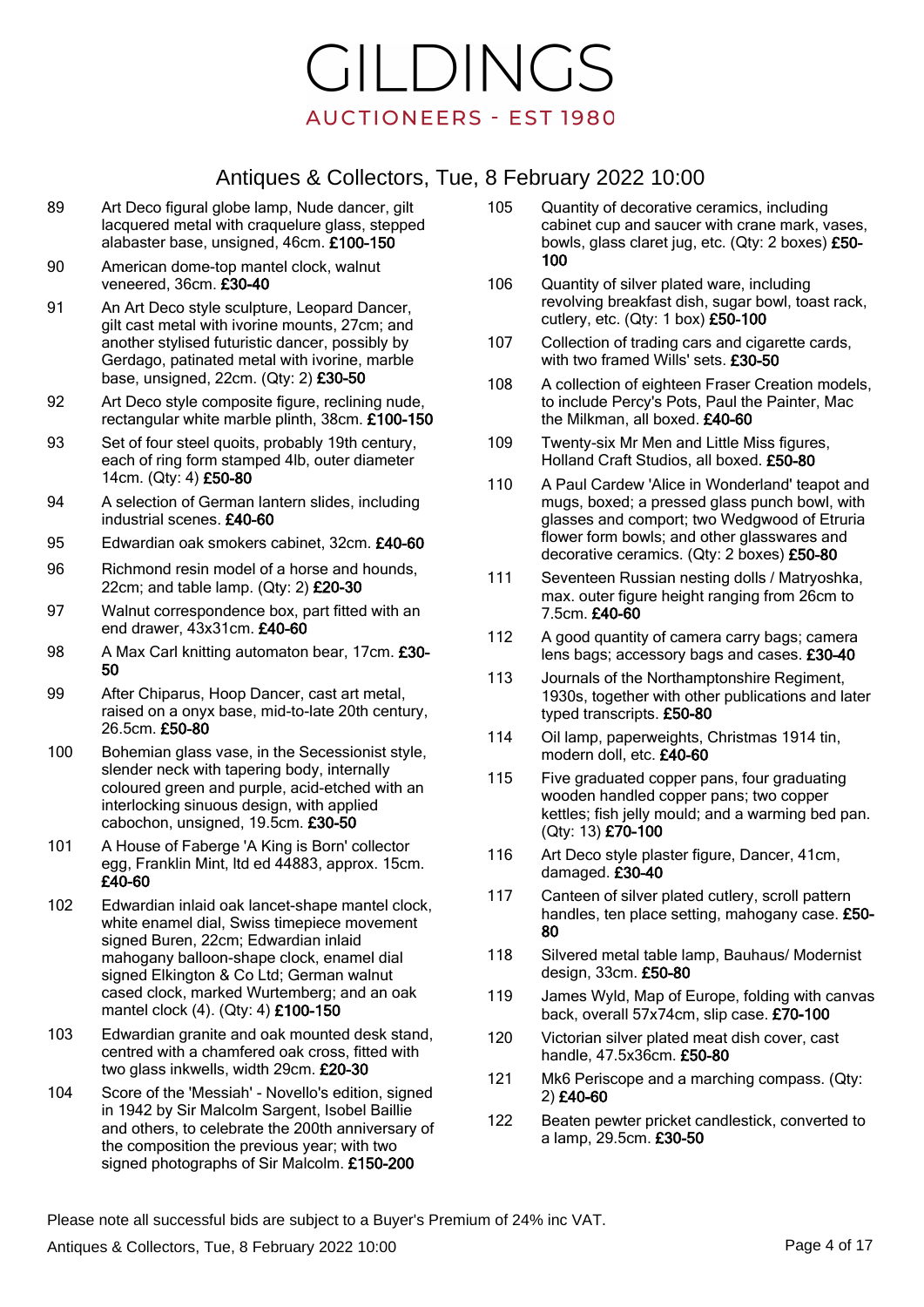# GILDINGS

AUCTIONEERS - EST 1980

## Antiques & Collectors, Tue, 8 February 2022 10:00

89 Art Deco figural globe lamp, Nude dancer, gilt lacquered metal with craquelure glass, stepped alabaster base, unsigned, 46cm. **£100-150**

90 American dome-top mantel clock, walnut veneered, 36cm. **£30-40**

91 An Art Deco style sculpture, Leopard Dancer, gilt cast metal with ivorine mounts, 27cm; and another stylised futuristic dancer, possibly by Gerdago, patinated metal with ivorine, marble base, unsigned, 22cm. (Qty: 2) **£30-50**

92 Art Deco style composite figure, reclining nude, rectangular white marble plinth, 38cm. **£100-150**

93 Set of four steel quoits, probably 19th century, each of ring form stamped 4lb, outer diameter 14cm. (Qty: 4) **£50-80**

94 A selection of German lantern slides, including industrial scenes. **£40-60**

95 Edwardian oak smokers cabinet, 32cm. **£40-60**

96 Richmond resin model of a horse and hounds, 22cm; and table lamp. (Qty: 2) **£20-30**

97 Walnut correspondence box, part fitted with an end drawer, 43x31cm. **£40-60**

98 A Max Carl knitting automaton bear, 17cm. **£30-50**

99 After Chiparus, Hoop Dancer, cast art metal, raised on a onyx base, mid-to-late 20th century, 26.5cm. **£50-80**

100 Bohemian glass vase, in the Secessionist style, slender neck with tapering body, internally coloured green and purple, acid-etched with an interlocking sinuous design, with applied cabochon, unsigned, 19.5cm. **£30-50**

101 A House of Faberge 'A King is Born' collector egg, Franklin Mint, ltd ed 44883, approx. 15cm. **£40-60**

102 Edwardian inlaid oak lancet-shape mantel clock, white enamel dial, Swiss timepiece movement signed Buren, 22cm; Edwardian inlaid mahogany balloon-shape clock, enamel dial signed Elkington & Co Ltd; German walnut cased clock, marked Wurtemberg; and an oak mantel clock (4). (Qty: 4) **£100-150**

103 Edwardian granite and oak mounted desk stand, centred with a chamfered oak cross, fitted with two glass inkwells, width 29cm. **£20-30**

104 Score of the 'Messiah' - Novello's edition, signed in 1942 by Sir Malcolm Sargent, Isobel Baillie and others, to celebrate the 200th anniversary of the composition the previous year; with two signed photographs of Sir Malcolm. **£150-200**

105 Quantity of decorative ceramics, including cabinet cup and saucer with crane mark, vases, bowls, glass claret jug, etc. (Qty: 2 boxes) **£50-100**

106 Quantity of silver plated ware, including revolving breakfast dish, sugar bowl, toast rack, cutlery, etc. (Qty: 1 box) **£50-100**

107 Collection of trading cars and cigarette cards, with two framed Wills' sets. **£30-50**

108 A collection of eighteen Fraser Creation models, to include Percy's Pots, Paul the Painter, Mac the Milkman, all boxed. **£40-60**

109 Twenty-six Mr Men and Little Miss figures, Holland Craft Studios, all boxed. **£50-80**

110 A Paul Cardew 'Alice in Wonderland' teapot and mugs, boxed; a pressed glass punch bowl, with glasses and comport; two Wedgwood of Etruria flower form bowls; and other glasswares and decorative ceramics. (Qty: 2 boxes) **£50-80**

111 Seventeen Russian nesting dolls / Matryoshka, max. outer figure height ranging from 26cm to 7.5cm. **£40-60**

112 A good quantity of camera carry bags; camera lens bags; accessory bags and cases. **£30-40**

113 Journals of the Northamptonshire Regiment, 1930s, together with other publications and later typed transcripts. **£50-80**

114 Oil lamp, paperweights, Christmas 1914 tin, modern doll, etc. **£40-60**

115 Five graduated copper pans, four graduating wooden handled copper pans; two copper kettles; fish jelly mould; and a warming bed pan. (Qty: 13) **£70-100**

116 Art Deco style plaster figure, Dancer, 41cm, damaged. **£30-40**

117 Canteen of silver plated cutlery, scroll pattern handles, ten place setting, mahogany case. **£50-80**

118 Silvered metal table lamp, Bauhaus/ Modernist design, 33cm. **£50-80**

119 James Wyld, Map of Europe, folding with canvas back, overall 57x74cm, slip case. **£70-100**

120 Victorian silver plated meat dish cover, cast handle, 47.5x36cm. **£50-80**

121 Mk6 Periscope and a marching compass. (Qty: 2) **£40-60**

122 Beaten pewter pricket candlestick, converted to a lamp, 29.5cm. **£30-50**

Please note all successful bids are subject to a Buyer's Premium of 24% inc VAT.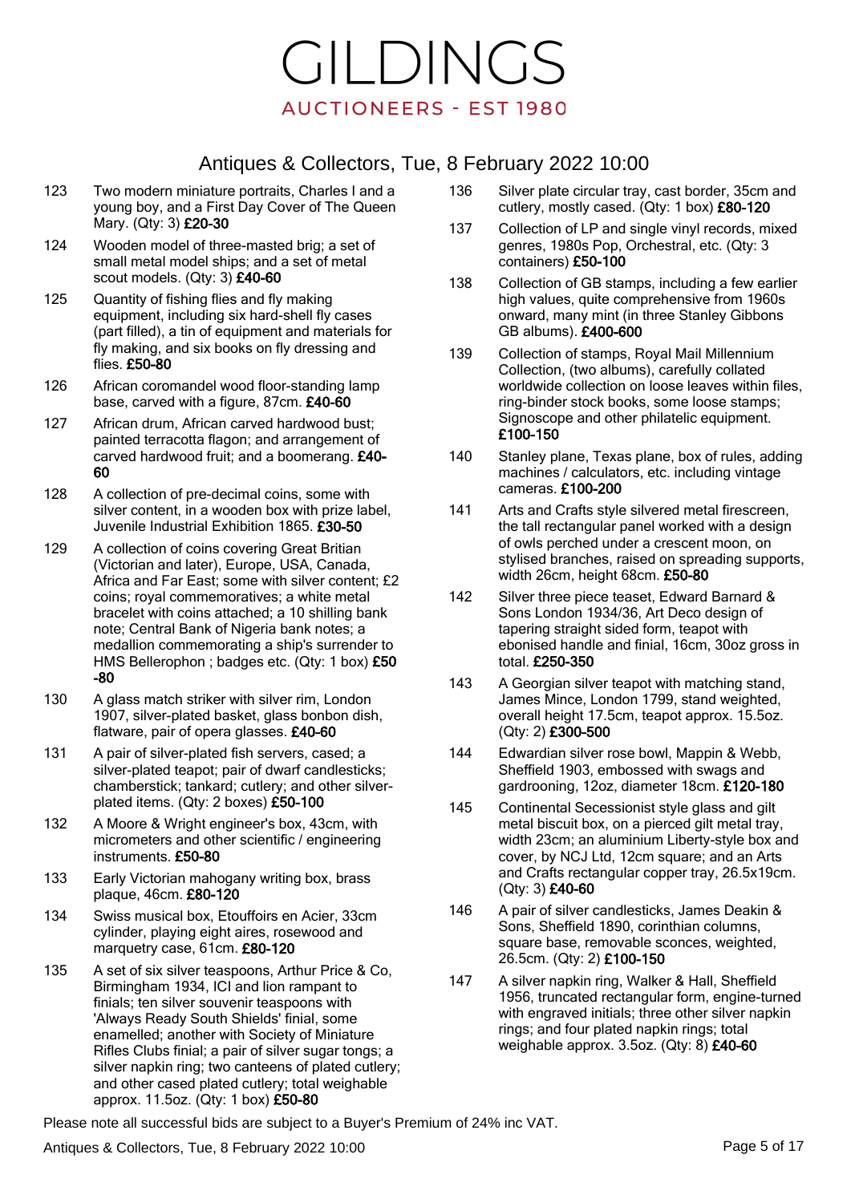# GILDINGS

AUCTIONEERS - EST 1980

## Antiques & Collectors, Tue, 8 February 2022 10:00

123 Two modern miniature portraits, Charles I and a young boy, and a First Day Cover of The Queen Mary. (Qty: 3) **£20-30**

124 Wooden model of three-masted brig; a set of small metal model ships; and a set of metal scout models. (Qty: 3) **£40-60**

125 Quantity of fishing flies and fly making equipment, including six hard-shell fly cases (part filled), a tin of equipment and materials for fly making, and six books on fly dressing and flies. **£50-80**

126 African coromandel wood floor-standing lamp base, carved with a figure, 87cm. **£40-60**

127 African drum, African carved hardwood bust; painted terracotta flagon; and arrangement of carved hardwood fruit; and a boomerang. **£40-60**

128 A collection of pre-decimal coins, some with silver content, in a wooden box with prize label, Juvenile Industrial Exhibition 1865. **£30-50**

129 A collection of coins covering Great Britian (Victorian and later), Europe, USA, Canada, Africa and Far East; some with silver content; £2 coins; royal commemoratives; a white metal bracelet with coins attached; a 10 shilling bank note; Central Bank of Nigeria bank notes; a medallion commemorating a ship's surrender to HMS Bellerophon ; badges etc. (Qty: 1 box) **£50-80**

130 A glass match striker with silver rim, London 1907, silver-plated basket, glass bonbon dish, flatware, pair of opera glasses. **£40-60**

131 A pair of silver-plated fish servers, cased; a silver-plated teapot; pair of dwarf candlesticks; chamberstick; tankard; cutlery; and other silver-plated items. (Qty: 2 boxes) **£50-100**

132 A Moore & Wright engineer's box, 43cm, with micrometers and other scientific / engineering instruments. **£50-80**

133 Early Victorian mahogany writing box, brass plaque, 46cm. **£80-120**

134 Swiss musical box, Etouffoirs en Acier, 33cm cylinder, playing eight aires, rosewood and marquetry case, 61cm. **£80-120**

135 A set of six silver teaspoons, Arthur Price & Co, Birmingham 1934, ICI and lion rampant to finials; ten silver souvenir teaspoons with 'Always Ready South Shields' finial, some enamelled; another with Society of Miniature Rifles Clubs finial; a pair of silver sugar tongs; a silver napkin ring; two canteens of plated cutlery; and other cased plated cutlery; total weighable approx. 11.5oz. (Qty: 1 box) **£50-80**

136 Silver plate circular tray, cast border, 35cm and cutlery, mostly cased. (Qty: 1 box) **£80-120**

137 Collection of LP and single vinyl records, mixed genres, 1980s Pop, Orchestral, etc. (Qty: 3 containers) **£50-100**

138 Collection of GB stamps, including a few earlier high values, quite comprehensive from 1960s onward, many mint (in three Stanley Gibbons GB albums). **£400-600**

139 Collection of stamps, Royal Mail Millennium Collection, (two albums), carefully collated worldwide collection on loose leaves within files, ring-binder stock books, some loose stamps; Signoscope and other philatelic equipment. **£100-150**

140 Stanley plane, Texas plane, box of rules, adding machines / calculators, etc. including vintage cameras. **£100-200**

141 Arts and Crafts style silvered metal firescreen, the tall rectangular panel worked with a design of owls perched under a crescent moon, on stylised branches, raised on spreading supports, width 26cm, height 68cm. **£50-80**

142 Silver three piece teaset, Edward Barnard & Sons London 1934/36, Art Deco design of tapering straight sided form, teapot with ebonised handle and finial, 16cm, 30oz gross in total. **£250-350**

143 A Georgian silver teapot with matching stand, James Mince, London 1799, stand weighted, overall height 17.5cm, teapot approx. 15.5oz. (Qty: 2) **£300-500**

144 Edwardian silver rose bowl, Mappin & Webb, Sheffield 1903, embossed with swags and gardrooning, 12oz, diameter 18cm. **£120-180**

145 Continental Secessionist style glass and gilt metal biscuit box, on a pierced gilt metal tray, width 23cm; an aluminium Liberty-style box and cover, by NCJ Ltd, 12cm square; and an Arts and Crafts rectangular copper tray, 26.5x19cm. (Qty: 3) **£40-60**

146 A pair of silver candlesticks, James Deakin & Sons, Sheffield 1890, corinthian columns, square base, removable sconces, weighted, 26.5cm. (Qty: 2) **£100-150**

147 A silver napkin ring, Walker & Hall, Sheffield 1956, truncated rectangular form, engine-turned with engraved initials; three other silver napkin rings; and four plated napkin rings; total weighable approx. 3.5oz. (Qty: 8) **£40-60**

Please note all successful bids are subject to a Buyer's Premium of 24% inc VAT.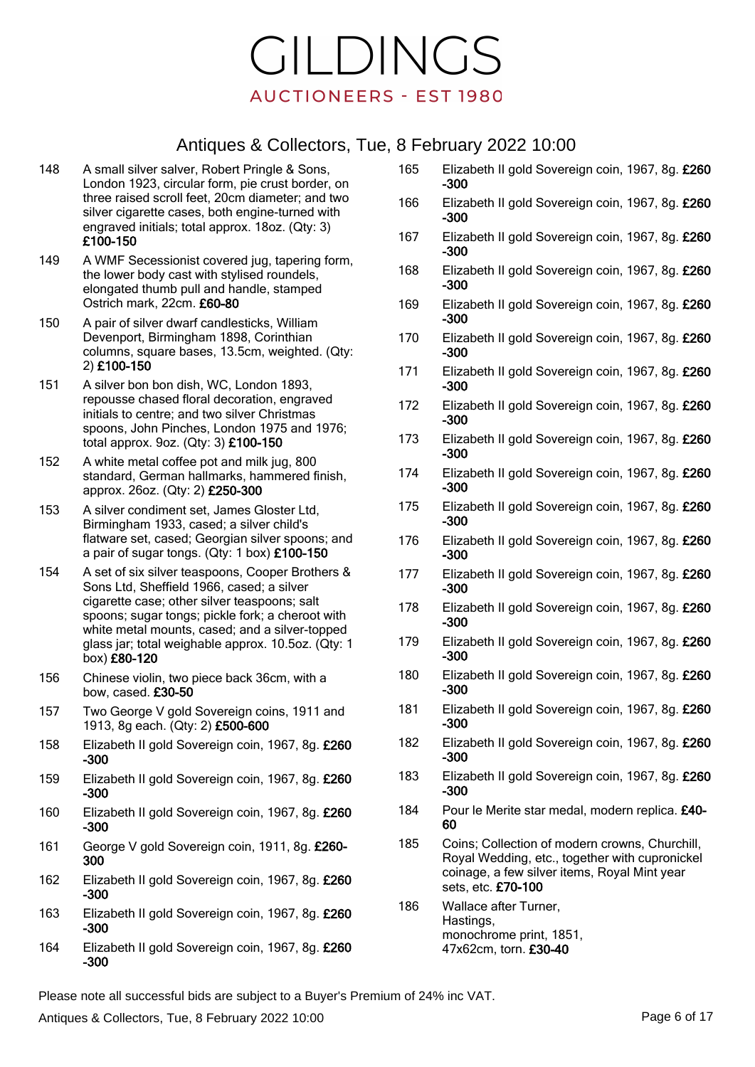# GILDINGS

AUCTIONEERS - EST 1980

## Antiques & Collectors, Tue, 8 February 2022 10:00

148 A small silver salver, Robert Pringle & Sons, London 1923, circular form, pie crust border, on three raised scroll feet, 20cm diameter; and two silver cigarette cases, both engine-turned with engraved initials; total approx. 18oz. (Qty: 3) **£100-150**

149 A WMF Secessionist covered jug, tapering form, the lower body cast with stylised roundels, elongated thumb pull and handle, stamped Ostrich mark, 22cm. **£60-80**

150 A pair of silver dwarf candlesticks, William Devenport, Birmingham 1898, Corinthian columns, square bases, 13.5cm, weighted. (Qty: 2) **£100-150**

151 A silver bon bon dish, WC, London 1893, repousse chased floral decoration, engraved initials to centre; and two silver Christmas spoons, John Pinches, London 1975 and 1976; total approx. 9oz. (Qty: 3) **£100-150**

152 A white metal coffee pot and milk jug, 800 standard, German hallmarks, hammered finish, approx. 26oz. (Qty: 2) **£250-300**

153 A silver condiment set, James Gloster Ltd, Birmingham 1933, cased; a silver child's flatware set, cased; Georgian silver spoons; and a pair of sugar tongs. (Qty: 1 box) **£100-150**

154 A set of six silver teaspoons, Cooper Brothers & Sons Ltd, Sheffield 1966, cased; a silver cigarette case; other silver teaspoons; salt spoons; sugar tongs; pickle fork; a cheroot with white metal mounts, cased; and a silver-topped glass jar; total weighable approx. 10.5oz. (Qty: 1 box) **£80-120**

156 Chinese violin, two piece back 36cm, with a bow, cased. **£30-50**

157 Two George V gold Sovereign coins, 1911 and 1913, 8g each. (Qty: 2) **£500-600**

158 Elizabeth II gold Sovereign coin, 1967, 8g. **£260-300**

159 Elizabeth II gold Sovereign coin, 1967, 8g. **£260-300**

160 Elizabeth II gold Sovereign coin, 1967, 8g. **£260-300**

161 George V gold Sovereign coin, 1911, 8g. **£260-300**

162 Elizabeth II gold Sovereign coin, 1967, 8g. **£260-300**

163 Elizabeth II gold Sovereign coin, 1967, 8g. **£260-300**

164 Elizabeth II gold Sovereign coin, 1967, 8g. **£260-300**

165 Elizabeth II gold Sovereign coin, 1967, 8g. **£260-300**

166 Elizabeth II gold Sovereign coin, 1967, 8g. **£260-300**

167 Elizabeth II gold Sovereign coin, 1967, 8g. **£260-300**

168 Elizabeth II gold Sovereign coin, 1967, 8g. **£260-300**

169 Elizabeth II gold Sovereign coin, 1967, 8g. **£260-300**

170 Elizabeth II gold Sovereign coin, 1967, 8g. **£260-300**

171 Elizabeth II gold Sovereign coin, 1967, 8g. **£260-300**

172 Elizabeth II gold Sovereign coin, 1967, 8g. **£260-300**

173 Elizabeth II gold Sovereign coin, 1967, 8g. **£260-300**

174 Elizabeth II gold Sovereign coin, 1967, 8g. **£260-300**

175 Elizabeth II gold Sovereign coin, 1967, 8g. **£260-300**

176 Elizabeth II gold Sovereign coin, 1967, 8g. **£260-300**

177 Elizabeth II gold Sovereign coin, 1967, 8g. **£260-300**

178 Elizabeth II gold Sovereign coin, 1967, 8g. **£260-300**

179 Elizabeth II gold Sovereign coin, 1967, 8g. **£260-300**

180 Elizabeth II gold Sovereign coin, 1967, 8g. **£260-300**

181 Elizabeth II gold Sovereign coin, 1967, 8g. **£260-300**

182 Elizabeth II gold Sovereign coin, 1967, 8g. **£260-300**

183 Elizabeth II gold Sovereign coin, 1967, 8g. **£260-300**

184 Pour le Merite star medal, modern replica. **£40-60**

185 Coins; Collection of modern crowns, Churchill, Royal Wedding, etc., together with cupronickel coinage, a few silver items, Royal Mint year sets, etc. **£70-100**

186 Wallace after Turner,
Hastings,
monochrome print, 1851,
47x62cm, torn. **£30-40**

Please note all successful bids are subject to a Buyer's Premium of 24% inc VAT.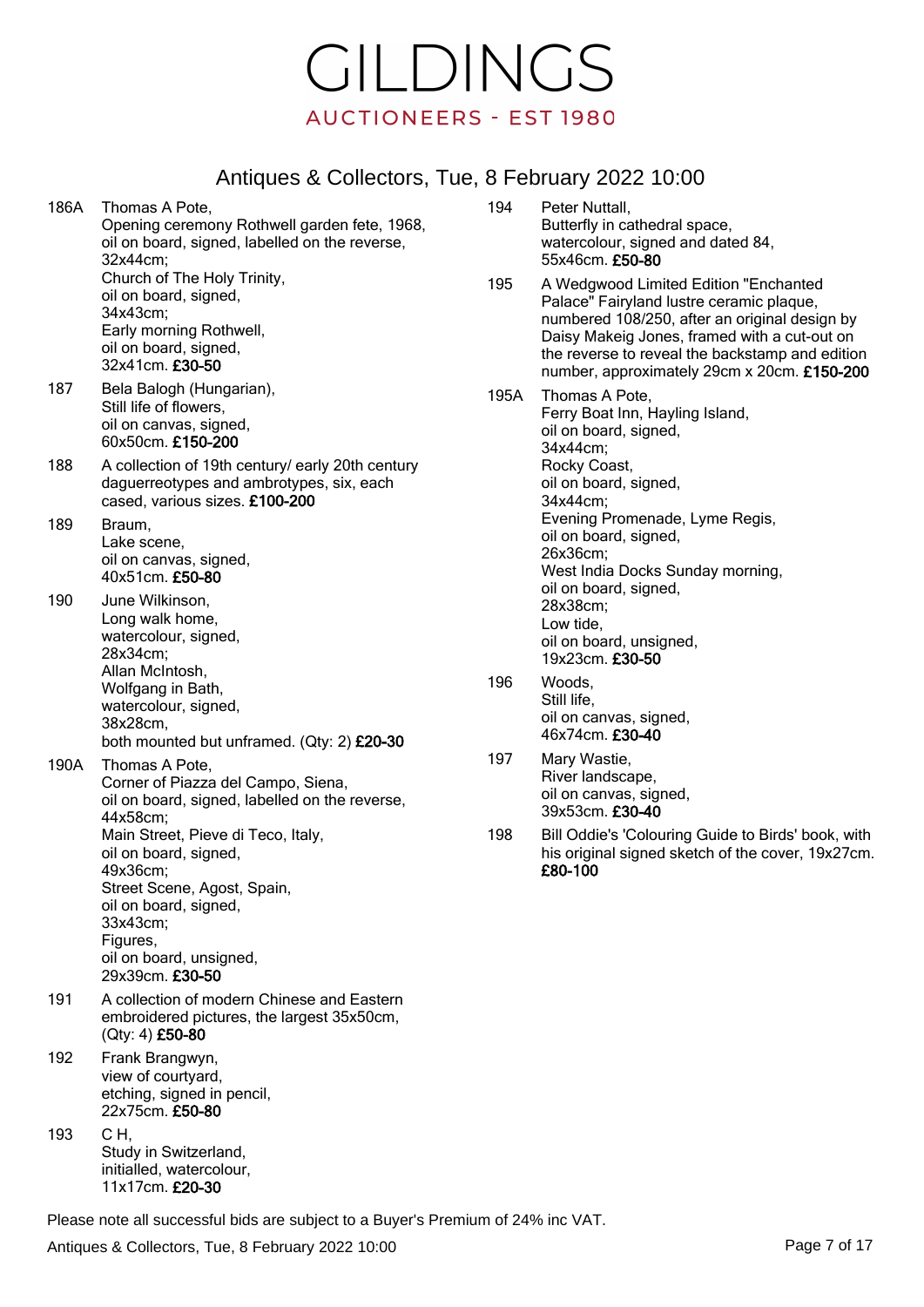# GILDINGS

AUCTIONEERS - EST 1980

## Antiques & Collectors, Tue, 8 February 2022 10:00

186A Thomas A Pote,
Opening ceremony Rothwell garden fete, 1968,
oil on board, signed, labelled on the reverse,
32x44cm;
Church of The Holy Trinity,
oil on board, signed,
34x43cm;
Early morning Rothwell,
oil on board, signed,
32x41cm. **£30-50**

187 Bela Balogh (Hungarian),
Still life of flowers,
oil on canvas, signed,
60x50cm. **£150-200**

188 A collection of 19th century/ early 20th century daguerreotypes and ambrotypes, six, each cased, various sizes. **£100-200**

189 Braum,
Lake scene,
oil on canvas, signed,
40x51cm. **£50-80**

190 June Wilkinson,
Long walk home,
watercolour, signed,
28x34cm;
Allan McIntosh,
Wolfgang in Bath,
watercolour, signed,
38x28cm,
both mounted but unframed. (Qty: 2) **£20-30**

190A Thomas A Pote,
Corner of Piazza del Campo, Siena,
oil on board, signed, labelled on the reverse,
44x58cm;
Main Street, Pieve di Teco, Italy,
oil on board, signed,
49x36cm;
Street Scene, Agost, Spain,
oil on board, signed,
33x43cm;
Figures,
oil on board, unsigned,
29x39cm. **£30-50**

191 A collection of modern Chinese and Eastern embroidered pictures, the largest 35x50cm, (Qty: 4) **£50-80**

192 Frank Brangwyn,
view of courtyard,
etching, signed in pencil,
22x75cm. **£50-80**

193 C H,
Study in Switzerland,
initialled, watercolour,
11x17cm. **£20-30**

194 Peter Nuttall,
Butterfly in cathedral space,
watercolour, signed and dated 84,
55x46cm. **£50-80**

195 A Wedgwood Limited Edition "Enchanted Palace" Fairyland lustre ceramic plaque, numbered 108/250, after an original design by Daisy Makeig Jones, framed with a cut-out on the reverse to reveal the backstamp and edition number, approximately 29cm x 20cm. **£150-200**

195A Thomas A Pote,
Ferry Boat Inn, Hayling Island,
oil on board, signed,
34x44cm;
Rocky Coast,
oil on board, signed,
34x44cm;
Evening Promenade, Lyme Regis,
oil on board, signed,
26x36cm;
West India Docks Sunday morning,
oil on board, signed,
28x38cm;
Low tide,
oil on board, unsigned,
19x23cm. **£30-50**

196 Woods,
Still life,
oil on canvas, signed,
46x74cm. **£30-40**

197 Mary Wastie,
River landscape,
oil on canvas, signed,
39x53cm. **£30-40**

198 Bill Oddie's 'Colouring Guide to Birds' book, with his original signed sketch of the cover, 19x27cm. **£80-100**

Please note all successful bids are subject to a Buyer's Premium of 24% inc VAT.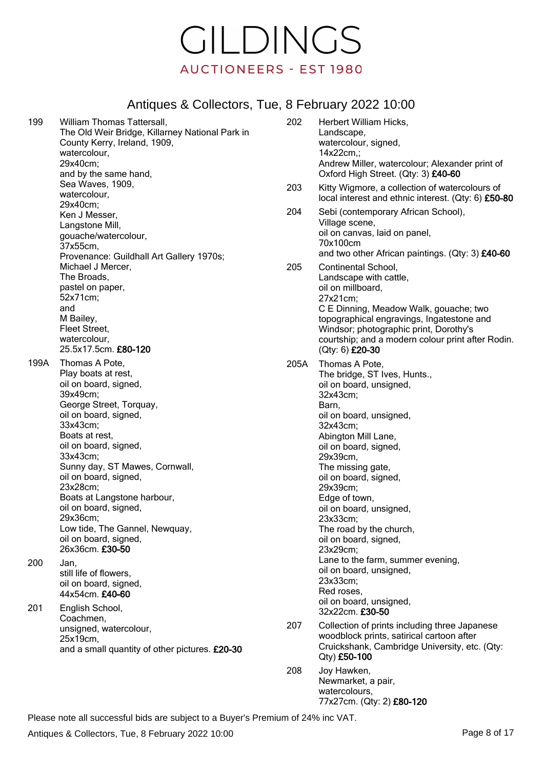# GILDINGS

AUCTIONEERS - EST 1980

## Antiques & Collectors, Tue, 8 February 2022 10:00

199 William Thomas Tattersall,
The Old Weir Bridge, Killarney National Park in County Kerry, Ireland, 1909,
watercolour,
29x40cm;
and by the same hand,
Sea Waves, 1909,
watercolour,
29x40cm;
Ken J Messer,
Langstone Mill,
gouache/watercolour,
37x55cm,
Provenance: Guildhall Art Gallery 1970s;
Michael J Mercer,
The Broads,
pastel on paper,
52x71cm;
and
M Bailey,
Fleet Street,
watercolour,
25.5x17.5cm. **£80-120**

199A Thomas A Pote,
Play boats at rest,
oil on board, signed,
39x49cm;
George Street, Torquay,
oil on board, signed,
33x43cm;
Boats at rest,
oil on board, signed,
33x43cm;
Sunny day, ST Mawes, Cornwall,
oil on board, signed,
23x28cm;
Boats at Langstone harbour,
oil on board, signed,
29x36cm;
Low tide, The Gannel, Newquay,
oil on board, signed,
26x36cm. **£30-50**

200 Jan,
still life of flowers,
oil on board, signed,
44x54cm. **£40-60**

201 English School,
Coachmen,
unsigned, watercolour,
25x19cm,
and a small quantity of other pictures. **£20-30**

202 Herbert William Hicks,
Landscape,
watercolour, signed,
14x22cm,;
Andrew Miller, watercolour; Alexander print of Oxford High Street. (Qty: 3) **£40-60**

203 Kitty Wigmore, a collection of watercolours of local interest and ethnic interest. (Qty: 6) **£50-80**

204 Sebi (contemporary African School),
Village scene,
oil on canvas, laid on panel,
70x100cm
and two other African paintings. (Qty: 3) **£40-60**

205 Continental School,
Landscape with cattle,
oil on millboard,
27x21cm;
C E Dinning, Meadow Walk, gouache; two topographical engravings, Ingatestone and Windsor; photographic print, Dorothy's courtship; and a modern colour print after Rodin. (Qty: 6) **£20-30**

205A Thomas A Pote,
The bridge, ST Ives, Hunts.,
oil on board, unsigned,
32x43cm;
Barn,
oil on board, unsigned,
32x43cm;
Abington Mill Lane,
oil on board, signed,
29x39cm,
The missing gate,
oil on board, signed,
29x39cm;
Edge of town,
oil on board, unsigned,
23x33cm;
The road by the church,
oil on board, signed,
23x29cm;
Lane to the farm, summer evening,
oil on board, unsigned,
23x33cm;
Red roses,
oil on board, unsigned,
32x22cm. **£30-50**

207 Collection of prints including three Japanese woodblock prints, satirical cartoon after Cruickshank, Cambridge University, etc. (Qty: Qty) **£50-100**

208 Joy Hawken,
Newmarket, a pair,
watercolours,
77x27cm. (Qty: 2) **£80-120**

Please note all successful bids are subject to a Buyer's Premium of 24% inc VAT.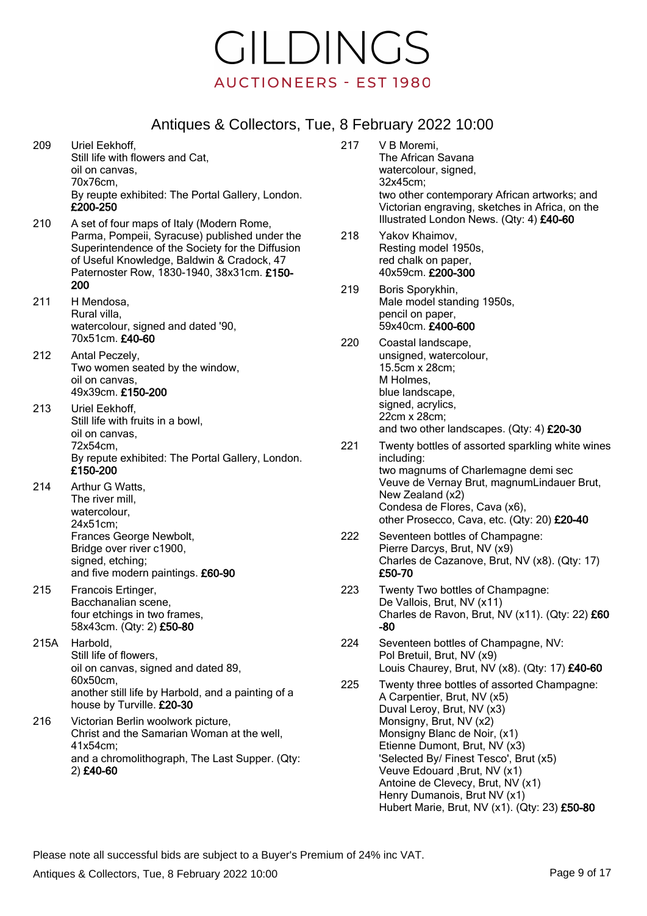# GILDINGS

AUCTIONEERS - EST 1980

## Antiques & Collectors, Tue, 8 February 2022 10:00

209 Uriel Eekhoff,
Still life with flowers and Cat,
oil on canvas,
70x76cm,
By reupte exhibited: The Portal Gallery, London.
**£200-250**

210 A set of four maps of Italy (Modern Rome, Parma, Pompeii, Syracuse) published under the Superintendence of the Society for the Diffusion of Useful Knowledge, Baldwin & Cradock, 47 Paternoster Row, 1830-1940, 38x31cm. **£150-200**

211 H Mendosa,
Rural villa,
watercolour, signed and dated '90,
70x51cm. **£40-60**

212 Antal Peczely,
Two women seated by the window,
oil on canvas,
49x39cm. **£150-200**

213 Uriel Eekhoff,
Still life with fruits in a bowl,
oil on canvas,
72x54cm,
By repute exhibited: The Portal Gallery, London.
**£150-200**

214 Arthur G Watts,
The river mill,
watercolour,
24x51cm;
Frances George Newbolt,
Bridge over river c1900,
signed, etching;
and five modern paintings. **£60-90**

215 Francois Ertinger,
Bacchanalian scene,
four etchings in two frames,
58x43cm. (Qty: 2) **£50-80**

215A Harbold,
Still life of flowers,
oil on canvas, signed and dated 89,
60x50cm,
another still life by Harbold, and a painting of a house by Turville. **£20-30**

216 Victorian Berlin woolwork picture,
Christ and the Samarian Woman at the well,
41x54cm;
and a chromolithograph, The Last Supper. (Qty: 2) **£40-60**

217 V B Moremi,
The African Savana
watercolour, signed,
32x45cm;
two other contemporary African artworks; and Victorian engraving, sketches in Africa, on the Illustrated London News. (Qty: 4) **£40-60**

218 Yakov Khaimov,
Resting model 1950s,
red chalk on paper,
40x59cm. **£200-300**

219 Boris Sporykhin,
Male model standing 1950s,
pencil on paper,
59x40cm. **£400-600**

220 Coastal landscape,
unsigned, watercolour,
15.5cm x 28cm;
M Holmes,
blue landscape,
signed, acrylics,
22cm x 28cm;
and two other landscapes. (Qty: 4) **£20-30**

221 Twenty bottles of assorted sparkling white wines including:
two magnums of Charlemagne demi sec
Veuve de Vernay Brut, magnumLindauer Brut, New Zealand (x2)
Condesa de Flores, Cava (x6),
other Prosecco, Cava, etc. (Qty: 20) **£20-40**

222 Seventeen bottles of Champagne:
Pierre Darcys, Brut, NV (x9)
Charles de Cazanove, Brut, NV (x8). (Qty: 17) **£50-70**

223 Twenty Two bottles of Champagne:
De Vallois, Brut, NV (x11)
Charles de Ravon, Brut, NV (x11). (Qty: 22) **£60-80**

224 Seventeen bottles of Champagne, NV:
Pol Bretuil, Brut, NV (x9)
Louis Chaurey, Brut, NV (x8). (Qty: 17) **£40-60**

225 Twenty three bottles of assorted Champagne:
A Carpentier, Brut, NV (x5)
Duval Leroy, Brut, NV (x3)
Monsigny, Brut, NV (x2)
Monsigny Blanc de Noir, (x1)
Etienne Dumont, Brut, NV (x3)
'Selected By/ Finest Tesco', Brut (x5)
Veuve Edouard ,Brut, NV (x1)
Antoine de Clevecy, Brut, NV (x1)
Henry Dumanois, Brut NV (x1)
Hubert Marie, Brut, NV (x1). (Qty: 23) **£50-80**

Please note all successful bids are subject to a Buyer's Premium of 24% inc VAT.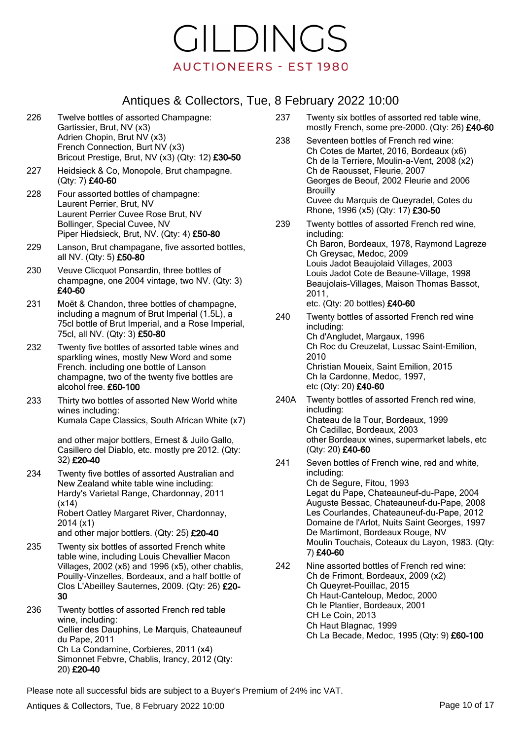# GILDINGS

AUCTIONEERS - EST 1980

## Antiques & Collectors, Tue, 8 February 2022 10:00

226 Twelve bottles of assorted Champagne:
Gartissier, Brut, NV (x3)
Adrien Chopin, Brut NV (x3)
French Connection, Burt NV (x3)
Bricout Prestige, Brut, NV (x3) (Qty: 12) **£30-50**

227 Heidsieck & Co, Monopole, Brut champagne. (Qty: 7) **£40-60**

228 Four assorted bottles of champagne:
Laurent Perrier, Brut, NV
Laurent Perrier Cuvee Rose Brut, NV
Bollinger, Special Cuvee, NV
Piper Hiedsieck, Brut, NV. (Qty: 4) **£50-80**

229 Lanson, Brut champagane, five assorted bottles, all NV. (Qty: 5) **£50-80**

230 Veuve Clicquot Ponsardin, three bottles of champagne, one 2004 vintage, two NV. (Qty: 3) **£40-60**

231 Moët & Chandon, three bottles of champagne, including a magnum of Brut Imperial (1.5L), a 75cl bottle of Brut Imperial, and a Rose Imperial, 75cl, all NV. (Qty: 3) **£50-80**

232 Twenty five bottles of assorted table wines and sparkling wines, mostly New Word and some French. including one bottle of Lanson champagne, two of the twenty five bottles are alcohol free. **£60-100**

233 Thirty two bottles of assorted New World white wines including:
Kumala Cape Classics, South African White (x7)

and other major bottlers, Ernest & Juilo Gallo, Casillero del Diablo, etc. mostly pre 2012. (Qty: 32) **£20-40**

234 Twenty five bottles of assorted Australian and New Zealand white table wine including:
Hardy's Varietal Range, Chardonnay, 2011 (x14)
Robert Oatley Margaret River, Chardonnay, 2014 (x1)
and other major bottlers. (Qty: 25) **£20-40**

235 Twenty six bottles of assorted French white table wine, including Louis Chevallier Macon Villages, 2002 (x6) and 1996 (x5), other chablis, Pouilly-Vinzelles, Bordeaux, and a half bottle of Clos L'Abeilley Sauternes, 2009. (Qty: 26) **£20-30**

236 Twenty bottles of assorted French red table wine, including:
Cellier des Dauphins, Le Marquis, Chateauneuf du Pape, 2011
Ch La Condamine, Corbieres, 2011 (x4)
Simonnet Febvre, Chablis, Irancy, 2012 (Qty: 20) **£20-40**

237 Twenty six bottles of assorted red table wine, mostly French, some pre-2000. (Qty: 26) **£40-60**

238 Seventeen bottles of French red wine:
Ch Cotes de Martet, 2016, Bordeaux (x6)
Ch de la Terriere, Moulin-a-Vent, 2008 (x2)
Ch de Raousset, Fleurie, 2007
Georges de Beouf, 2002 Fleurie and 2006 Brouilly
Cuvee du Marquis de Queyradel, Cotes du Rhone, 1996 (x5) (Qty: 17) **£30-50**

239 Twenty bottles of assorted French red wine, including:
Ch Baron, Bordeaux, 1978, Raymond Lagreze
Ch Greysac, Medoc, 2009
Louis Jadot Beaujolaid Villages, 2003
Louis Jadot Cote de Beaune-Village, 1998
Beaujolais-Villages, Maison Thomas Bassot, 2011,
etc. (Qty: 20 bottles) **£40-60**

240 Twenty bottles of assorted French red wine including:
Ch d'Angludet, Margaux, 1996
Ch Roc du Creuzelat, Lussac Saint-Emilion, 2010
Christian Moueix, Saint Emilion, 2015
Ch la Cardonne, Medoc, 1997,
etc (Qty: 20) **£40-60**

240A Twenty bottles of assorted French red wine, including:
Chateau de la Tour, Bordeaux, 1999
Ch Cadillac, Bordeaux, 2003
other Bordeaux wines, supermarket labels, etc (Qty: 20) **£40-60**

241 Seven bottles of French wine, red and white, including:
Ch de Segure, Fitou, 1993
Legat du Pape, Chateauneuf-du-Pape, 2004
Auguste Bessac, Chateauneuf-du-Pape, 2008
Les Courlandes, Chateauneuf-du-Pape, 2012
Domaine de l'Arlot, Nuits Saint Georges, 1997
De Martimont, Bordeaux Rouge, NV
Moulin Touchais, Coteaux du Layon, 1983. (Qty: 7) **£40-60**

242 Nine assorted bottles of French red wine:
Ch de Frimont, Bordeaux, 2009 (x2)
Ch Queyret-Pouillac, 2015
Ch Haut-Canteloup, Medoc, 2000
Ch le Plantier, Bordeaux, 2001
CH Le Coin, 2013
Ch Haut Blagnac, 1999
Ch La Becade, Medoc, 1995 (Qty: 9) **£60-100**

Please note all successful bids are subject to a Buyer's Premium of 24% inc VAT.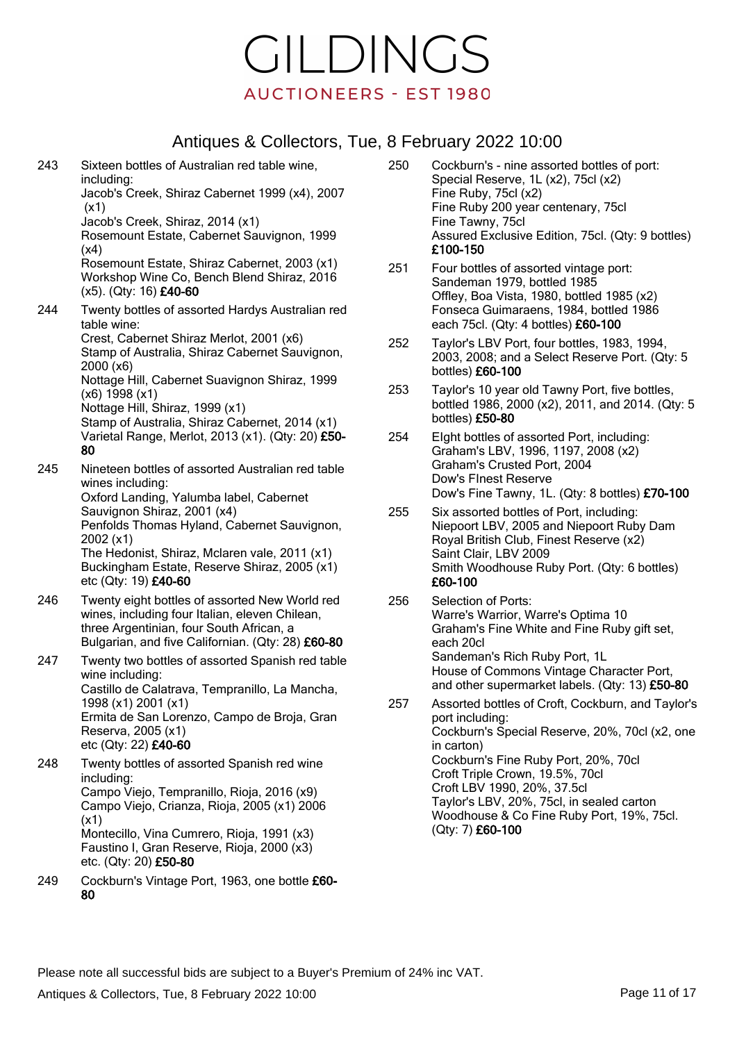# GILDINGS

AUCTIONEERS - EST 1980

## Antiques & Collectors, Tue, 8 February 2022 10:00

243 Sixteen bottles of Australian red table wine, including:
Jacob's Creek, Shiraz Cabernet 1999 (x4), 2007 (x1)
Jacob's Creek, Shiraz, 2014 (x1)
Rosemount Estate, Cabernet Sauvignon, 1999 (x4)
Rosemount Estate, Shiraz Cabernet, 2003 (x1)
Workshop Wine Co, Bench Blend Shiraz, 2016 (x5). (Qty: 16) **£40-60**

244 Twenty bottles of assorted Hardys Australian red table wine:
Crest, Cabernet Shiraz Merlot, 2001 (x6)
Stamp of Australia, Shiraz Cabernet Sauvignon, 2000 (x6)
Nottage Hill, Cabernet Suavignon Shiraz, 1999 (x6) 1998 (x1)
Nottage Hill, Shiraz, 1999 (x1)
Stamp of Australia, Shiraz Cabernet, 2014 (x1)
Varietal Range, Merlot, 2013 (x1). (Qty: 20) **£50-80**

245 Nineteen bottles of assorted Australian red table wines including:
Oxford Landing, Yalumba label, Cabernet Sauvignon Shiraz, 2001 (x4)
Penfolds Thomas Hyland, Cabernet Sauvignon, 2002 (x1)
The Hedonist, Shiraz, Mclaren vale, 2011 (x1)
Buckingham Estate, Reserve Shiraz, 2005 (x1)
etc (Qty: 19) **£40-60**

246 Twenty eight bottles of assorted New World red wines, including four Italian, eleven Chilean, three Argentinian, four South African, a Bulgarian, and five Californian. (Qty: 28) **£60-80**

247 Twenty two bottles of assorted Spanish red table wine including:
Castillo de Calatrava, Tempranillo, La Mancha, 1998 (x1) 2001 (x1)
Ermita de San Lorenzo, Campo de Broja, Gran Reserva, 2005 (x1)
etc (Qty: 22) **£40-60**

248 Twenty bottles of assorted Spanish red wine including:
Campo Viejo, Tempranillo, Rioja, 2016 (x9)
Campo Viejo, Crianza, Rioja, 2005 (x1) 2006 (x1)
Montecillo, Vina Cumrero, Rioja, 1991 (x3)
Faustino I, Gran Reserve, Rioja, 2000 (x3)
etc. (Qty: 20) **£50-80**

249 Cockburn's Vintage Port, 1963, one bottle **£60-80**

250 Cockburn's - nine assorted bottles of port:
Special Reserve, 1L (x2), 75cl (x2)
Fine Ruby, 75cl (x2)
Fine Ruby 200 year centenary, 75cl
Fine Tawny, 75cl
Assured Exclusive Edition, 75cl. (Qty: 9 bottles) **£100-150**

251 Four bottles of assorted vintage port:
Sandeman 1979, bottled 1985
Offley, Boa Vista, 1980, bottled 1985 (x2)
Fonseca Guimaraens, 1984, bottled 1986
each 75cl. (Qty: 4 bottles) **£60-100**

252 Taylor's LBV Port, four bottles, 1983, 1994, 2003, 2008; and a Select Reserve Port. (Qty: 5 bottles) **£60-100**

253 Taylor's 10 year old Tawny Port, five bottles, bottled 1986, 2000 (x2), 2011, and 2014. (Qty: 5 bottles) **£50-80**

254 Elght bottles of assorted Port, including:
Graham's LBV, 1996, 1197, 2008 (x2)
Graham's Crusted Port, 2004
Dow's FInest Reserve
Dow's Fine Tawny, 1L. (Qty: 8 bottles) **£70-100**

255 Six assorted bottles of Port, including:
Niepoort LBV, 2005 and Niepoort Ruby Dam
Royal British Club, Finest Reserve (x2)
Saint Clair, LBV 2009
Smith Woodhouse Ruby Port. (Qty: 6 bottles) **£60-100**

256 Selection of Ports:
Warre's Warrior, Warre's Optima 10
Graham's Fine White and Fine Ruby gift set, each 20cl
Sandeman's Rich Ruby Port, 1L
House of Commons Vintage Character Port, and other supermarket labels. (Qty: 13) **£50-80**

257 Assorted bottles of Croft, Cockburn, and Taylor's port including:
Cockburn's Special Reserve, 20%, 70cl (x2, one in carton)
Cockburn's Fine Ruby Port, 20%, 70cl
Croft Triple Crown, 19.5%, 70cl
Croft LBV 1990, 20%, 37.5cl
Taylor's LBV, 20%, 75cl, in sealed carton
Woodhouse & Co Fine Ruby Port, 19%, 75cl. (Qty: 7) **£60-100**

Please note all successful bids are subject to a Buyer's Premium of 24% inc VAT.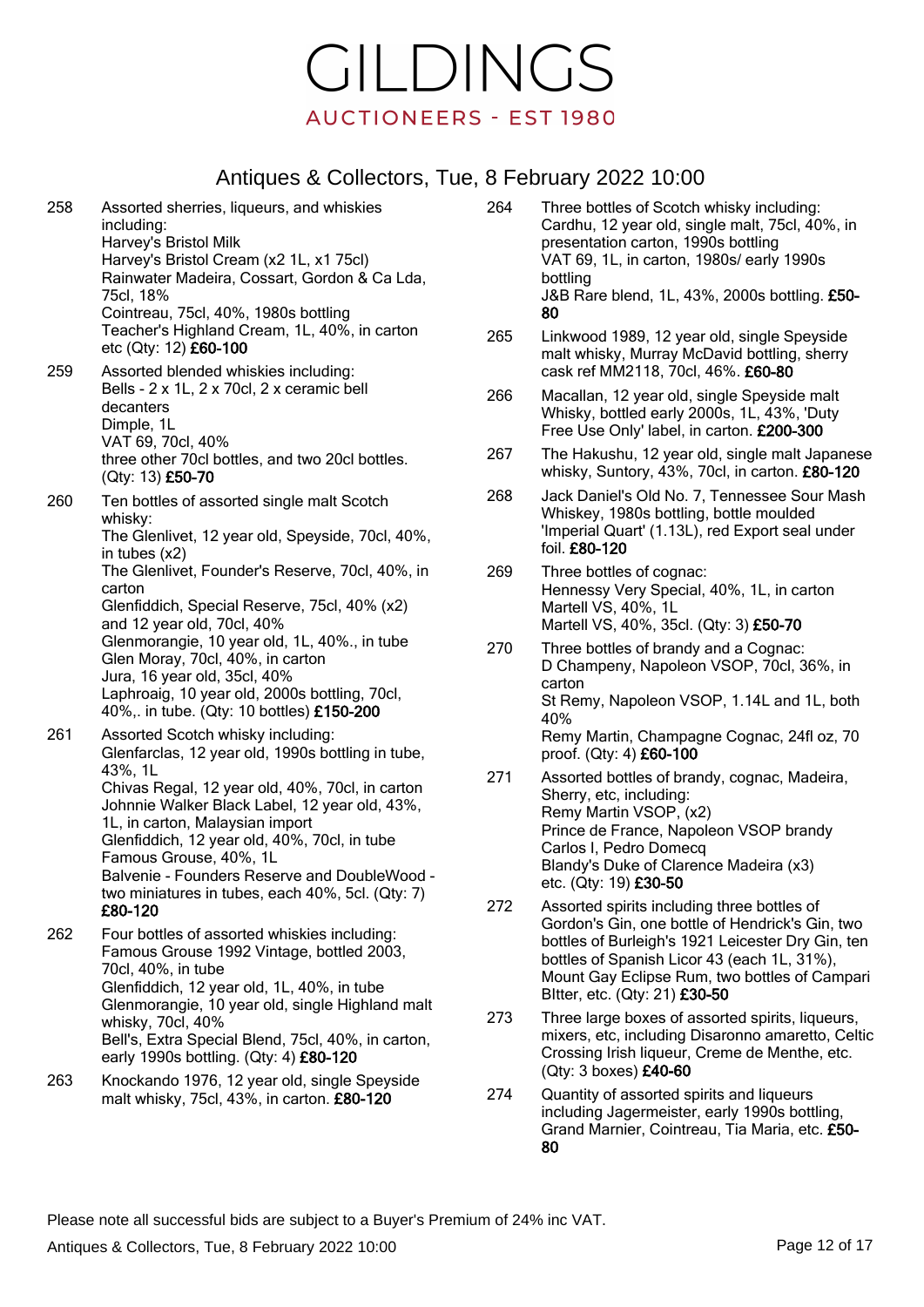# GILDINGS

AUCTIONEERS - EST 1980

## Antiques & Collectors, Tue, 8 February 2022 10:00

258 Assorted sherries, liqueurs, and whiskies including:
Harvey's Bristol Milk
Harvey's Bristol Cream (x2 1L, x1 75cl)
Rainwater Madeira, Cossart, Gordon & Ca Lda, 75cl, 18%
Cointreau, 75cl, 40%, 1980s bottling
Teacher's Highland Cream, 1L, 40%, in carton etc (Qty: 12) **£60-100**

259 Assorted blended whiskies including:
Bells - 2 x 1L, 2 x 70cl, 2 x ceramic bell decanters
Dimple, 1L
VAT 69, 70cl, 40%
three other 70cl bottles, and two 20cl bottles. (Qty: 13) **£50-70**

260 Ten bottles of assorted single malt Scotch whisky:
The Glenlivet, 12 year old, Speyside, 70cl, 40%, in tubes (x2)
The Glenlivet, Founder's Reserve, 70cl, 40%, in carton
Glenfiddich, Special Reserve, 75cl, 40% (x2) and 12 year old, 70cl, 40%
Glenmorangie, 10 year old, 1L, 40%., in tube
Glen Moray, 70cl, 40%, in carton
Jura, 16 year old, 35cl, 40%
Laphroaig, 10 year old, 2000s bottling, 70cl, 40%,. in tube. (Qty: 10 bottles) **£150-200**

261 Assorted Scotch whisky including:
Glenfarclas, 12 year old, 1990s bottling in tube, 43%, 1L
Chivas Regal, 12 year old, 40%, 70cl, in carton
Johnnie Walker Black Label, 12 year old, 43%, 1L, in carton, Malaysian import
Glenfiddich, 12 year old, 40%, 70cl, in tube
Famous Grouse, 40%, 1L
Balvenie - Founders Reserve and DoubleWood - two miniatures in tubes, each 40%, 5cl. (Qty: 7) **£80-120**

262 Four bottles of assorted whiskies including:
Famous Grouse 1992 Vintage, bottled 2003, 70cl, 40%, in tube
Glenfiddich, 12 year old, 1L, 40%, in tube
Glenmorangie, 10 year old, single Highland malt whisky, 70cl, 40%
Bell's, Extra Special Blend, 75cl, 40%, in carton, early 1990s bottling. (Qty: 4) **£80-120**

263 Knockando 1976, 12 year old, single Speyside malt whisky, 75cl, 43%, in carton. **£80-120**

264 Three bottles of Scotch whisky including:
Cardhu, 12 year old, single malt, 75cl, 40%, in presentation carton, 1990s bottling
VAT 69, 1L, in carton, 1980s/ early 1990s bottling
J&B Rare blend, 1L, 43%, 2000s bottling. **£50-80**

265 Linkwood 1989, 12 year old, single Speyside malt whisky, Murray McDavid bottling, sherry cask ref MM2118, 70cl, 46%. **£60-80**

266 Macallan, 12 year old, single Speyside malt Whisky, bottled early 2000s, 1L, 43%, 'Duty Free Use Only' label, in carton. **£200-300**

267 The Hakushu, 12 year old, single malt Japanese whisky, Suntory, 43%, 70cl, in carton. **£80-120**

268 Jack Daniel's Old No. 7, Tennessee Sour Mash Whiskey, 1980s bottling, bottle moulded 'Imperial Quart' (1.13L), red Export seal under foil. **£80-120**

269 Three bottles of cognac:
Hennessy Very Special, 40%, 1L, in carton
Martell VS, 40%, 1L
Martell VS, 40%, 35cl. (Qty: 3) **£50-70**

270 Three bottles of brandy and a Cognac:
D Champeny, Napoleon VSOP, 70cl, 36%, in carton
St Remy, Napoleon VSOP, 1.14L and 1L, both 40%
Remy Martin, Champagne Cognac, 24fl oz, 70 proof. (Qty: 4) **£60-100**

271 Assorted bottles of brandy, cognac, Madeira, Sherry, etc, including:
Remy Martin VSOP, (x2)
Prince de France, Napoleon VSOP brandy
Carlos I, Pedro Domecq
Blandy's Duke of Clarence Madeira (x3)
etc. (Qty: 19) **£30-50**

272 Assorted spirits including three bottles of Gordon's Gin, one bottle of Hendrick's Gin, two bottles of Burleigh's 1921 Leicester Dry Gin, ten bottles of Spanish Licor 43 (each 1L, 31%), Mount Gay Eclipse Rum, two bottles of Campari BItter, etc. (Qty: 21) **£30-50**

273 Three large boxes of assorted spirits, liqueurs, mixers, etc, including Disaronno amaretto, Celtic Crossing Irish liqueur, Creme de Menthe, etc. (Qty: 3 boxes) **£40-60**

274 Quantity of assorted spirits and liqueurs including Jagermeister, early 1990s bottling, Grand Marnier, Cointreau, Tia Maria, etc. **£50-80**

Please note all successful bids are subject to a Buyer's Premium of 24% inc VAT.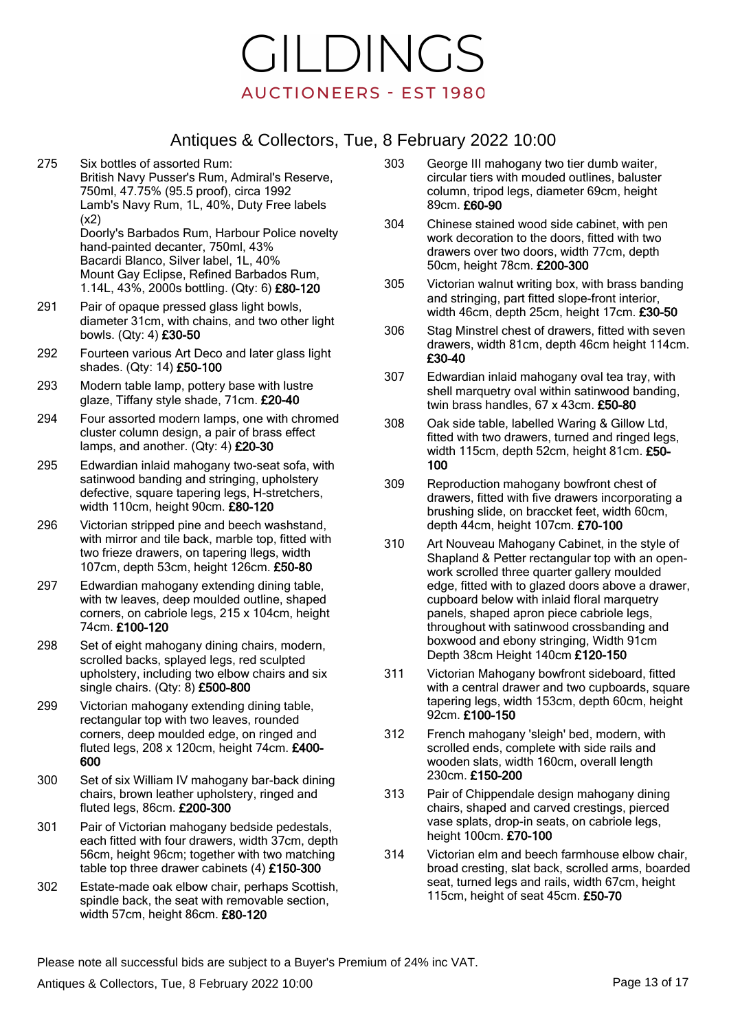# GILDINGS

AUCTIONEERS - EST 1980

## Antiques & Collectors, Tue, 8 February 2022 10:00

275 Six bottles of assorted Rum:
British Navy Pusser's Rum, Admiral's Reserve, 750ml, 47.75% (95.5 proof), circa 1992
Lamb's Navy Rum, 1L, 40%, Duty Free labels (x2)
Doorly's Barbados Rum, Harbour Police novelty hand-painted decanter, 750ml, 43%
Bacardi Blanco, Silver label, 1L, 40%
Mount Gay Eclipse, Refined Barbados Rum, 1.14L, 43%, 2000s bottling. (Qty: 6) **£80-120**

291 Pair of opaque pressed glass light bowls, diameter 31cm, with chains, and two other light bowls. (Qty: 4) **£30-50**

292 Fourteen various Art Deco and later glass light shades. (Qty: 14) **£50-100**

293 Modern table lamp, pottery base with lustre glaze, Tiffany style shade, 71cm. **£20-40**

294 Four assorted modern lamps, one with chromed cluster column design, a pair of brass effect lamps, and another. (Qty: 4) **£20-30**

295 Edwardian inlaid mahogany two-seat sofa, with satinwood banding and stringing, upholstery defective, square tapering legs, H-stretchers, width 110cm, height 90cm. **£80-120**

296 Victorian stripped pine and beech washstand, with mirror and tile back, marble top, fitted with two frieze drawers, on tapering llegs, width 107cm, depth 53cm, height 126cm. **£50-80**

297 Edwardian mahogany extending dining table, with tw leaves, deep moulded outline, shaped corners, on cabriole legs, 215 x 104cm, height 74cm. **£100-120**

298 Set of eight mahogany dining chairs, modern, scrolled backs, splayed legs, red sculpted upholstery, including two elbow chairs and six single chairs. (Qty: 8) **£500-800**

299 Victorian mahogany extending dining table, rectangular top with two leaves, rounded corners, deep moulded edge, on ringed and fluted legs, 208 x 120cm, height 74cm. **£400-600**

300 Set of six William IV mahogany bar-back dining chairs, brown leather upholstery, ringed and fluted legs, 86cm. **£200-300**

301 Pair of Victorian mahogany bedside pedestals, each fitted with four drawers, width 37cm, depth 56cm, height 96cm; together with two matching table top three drawer cabinets (4) **£150-300**

302 Estate-made oak elbow chair, perhaps Scottish, spindle back, the seat with removable section, width 57cm, height 86cm. **£80-120**

303 George III mahogany two tier dumb waiter, circular tiers with mouded outlines, baluster column, tripod legs, diameter 69cm, height 89cm. **£60-90**

304 Chinese stained wood side cabinet, with pen work decoration to the doors, fitted with two drawers over two doors, width 77cm, depth 50cm, height 78cm. **£200-300**

305 Victorian walnut writing box, with brass banding and stringing, part fitted slope-front interior, width 46cm, depth 25cm, height 17cm. **£30-50**

306 Stag Minstrel chest of drawers, fitted with seven drawers, width 81cm, depth 46cm height 114cm. **£30-40**

307 Edwardian inlaid mahogany oval tea tray, with shell marquetry oval within satinwood banding, twin brass handles, 67 x 43cm. **£50-80**

308 Oak side table, labelled Waring & Gillow Ltd, fitted with two drawers, turned and ringed legs, width 115cm, depth 52cm, height 81cm. **£50-100**

309 Reproduction mahogany bowfront chest of drawers, fitted with five drawers incorporating a brushing slide, on braccket feet, width 60cm, depth 44cm, height 107cm. **£70-100**

310 Art Nouveau Mahogany Cabinet, in the style of Shapland & Petter rectangular top with an open-work scrolled three quarter gallery moulded edge, fitted with to glazed doors above a drawer, cupboard below with inlaid floral marquetry panels, shaped apron piece cabriole legs, throughout with satinwood crossbanding and boxwood and ebony stringing, Width 91cm Depth 38cm Height 140cm **£120-150**

311 Victorian Mahogany bowfront sideboard, fitted with a central drawer and two cupboards, square tapering legs, width 153cm, depth 60cm, height 92cm. **£100-150**

312 French mahogany 'sleigh' bed, modern, with scrolled ends, complete with side rails and wooden slats, width 160cm, overall length 230cm. **£150-200**

313 Pair of Chippendale design mahogany dining chairs, shaped and carved crestings, pierced vase splats, drop-in seats, on cabriole legs, height 100cm. **£70-100**

314 Victorian elm and beech farmhouse elbow chair, broad cresting, slat back, scrolled arms, boarded seat, turned legs and rails, width 67cm, height 115cm, height of seat 45cm. **£50-70**

Please note all successful bids are subject to a Buyer's Premium of 24% inc VAT.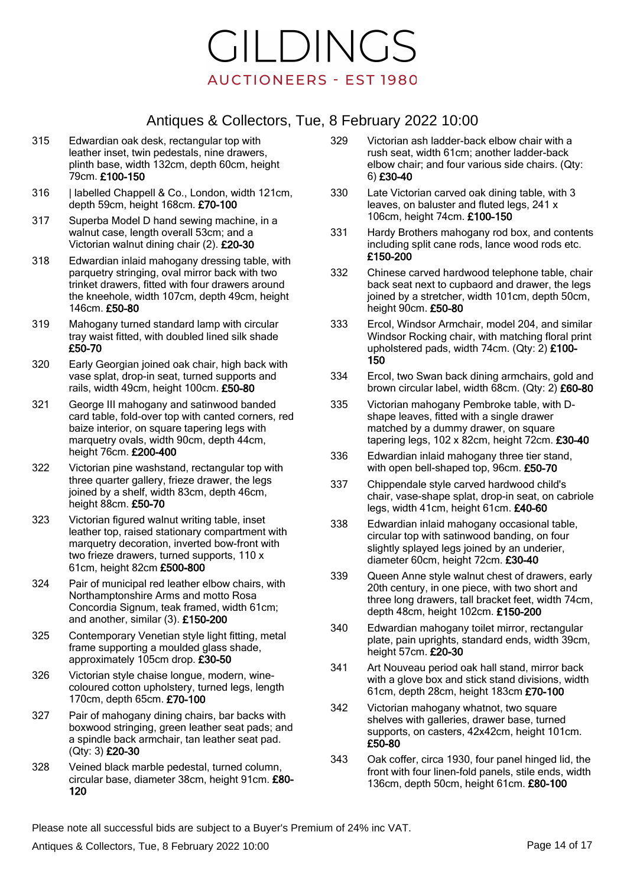# GILDINGS

AUCTIONEERS - EST 1980

## Antiques & Collectors, Tue, 8 February 2022 10:00

315 Edwardian oak desk, rectangular top with leather inset, twin pedestals, nine drawers, plinth base, width 132cm, depth 60cm, height 79cm. **£100-150**

316 | labelled Chappell & Co., London, width 121cm, depth 59cm, height 168cm. **£70-100**

317 Superba Model D hand sewing machine, in a walnut case, length overall 53cm; and a Victorian walnut dining chair (2). **£20-30**

318 Edwardian inlaid mahogany dressing table, with parquetry stringing, oval mirror back with two trinket drawers, fitted with four drawers around the kneehole, width 107cm, depth 49cm, height 146cm. **£50-80**

319 Mahogany turned standard lamp with circular tray waist fitted, with doubled lined silk shade **£50-70**

320 Early Georgian joined oak chair, high back with vase splat, drop-in seat, turned supports and rails, width 49cm, height 100cm. **£50-80**

321 George III mahogany and satinwood banded card table, fold-over top with canted corners, red baize interior, on square tapering legs with marquetry ovals, width 90cm, depth 44cm, height 76cm. **£200-400**

322 Victorian pine washstand, rectangular top with three quarter gallery, frieze drawer, the legs joined by a shelf, width 83cm, depth 46cm, height 88cm. **£50-70**

323 Victorian figured walnut writing table, inset leather top, raised stationary compartment with marquetry decoration, inverted bow-front with two frieze drawers, turned supports, 110 x 61cm, height 82cm **£500-800**

324 Pair of municipal red leather elbow chairs, with Northamptonshire Arms and motto Rosa Concordia Signum, teak framed, width 61cm; and another, similar (3). **£150-200**

325 Contemporary Venetian style light fitting, metal frame supporting a moulded glass shade, approximately 105cm drop. **£30-50**

326 Victorian style chaise longue, modern, wine-coloured cotton upholstery, turned legs, length 170cm, depth 65cm. **£70-100**

327 Pair of mahogany dining chairs, bar backs with boxwood stringing, green leather seat pads; and a spindle back armchair, tan leather seat pad. (Qty: 3) **£20-30**

328 Veined black marble pedestal, turned column, circular base, diameter 38cm, height 91cm. **£80-120**

329 Victorian ash ladder-back elbow chair with a rush seat, width 61cm; another ladder-back elbow chair; and four various side chairs. (Qty: 6) **£30-40**

330 Late Victorian carved oak dining table, with 3 leaves, on baluster and fluted legs, 241 x 106cm, height 74cm. **£100-150**

331 Hardy Brothers mahogany rod box, and contents including split cane rods, lance wood rods etc. **£150-200**

332 Chinese carved hardwood telephone table, chair back seat next to cupboard and drawer, the legs joined by a stretcher, width 101cm, depth 50cm, height 90cm. **£50-80**

333 Ercol, Windsor Armchair, model 204, and similar Windsor Rocking chair, with matching floral print upholstered pads, width 74cm. (Qty: 2) **£100-150**

334 Ercol, two Swan back dining armchairs, gold and brown circular label, width 68cm. (Qty: 2) **£60-80**

335 Victorian mahogany Pembroke table, with D-shape leaves, fitted with a single drawer matched by a dummy drawer, on square tapering legs, 102 x 82cm, height 72cm. **£30-40**

336 Edwardian inlaid mahogany three tier stand, with open bell-shaped top, 96cm. **£50-70**

337 Chippendale style carved hardwood child's chair, vase-shape splat, drop-in seat, on cabriole legs, width 41cm, height 61cm. **£40-60**

338 Edwardian inlaid mahogany occasional table, circular top with satinwood banding, on four slightly splayed legs joined by an underier, diameter 60cm, height 72cm. **£30-40**

339 Queen Anne style walnut chest of drawers, early 20th century, in one piece, with two short and three long drawers, tall bracket feet, width 74cm, depth 48cm, height 102cm. **£150-200**

340 Edwardian mahogany toilet mirror, rectangular plate, pain uprights, standard ends, width 39cm, height 57cm. **£20-30**

341 Art Nouveau period oak hall stand, mirror back with a glove box and stick stand divisions, width 61cm, depth 28cm, height 183cm **£70-100**

342 Victorian mahogany whatnot, two square shelves with galleries, drawer base, turned supports, on casters, 42x42cm, height 101cm. **£50-80**

343 Oak coffer, circa 1930, four panel hinged lid, the front with four linen-fold panels, stile ends, width 136cm, depth 50cm, height 61cm. **£80-100**

Please note all successful bids are subject to a Buyer's Premium of 24% inc VAT.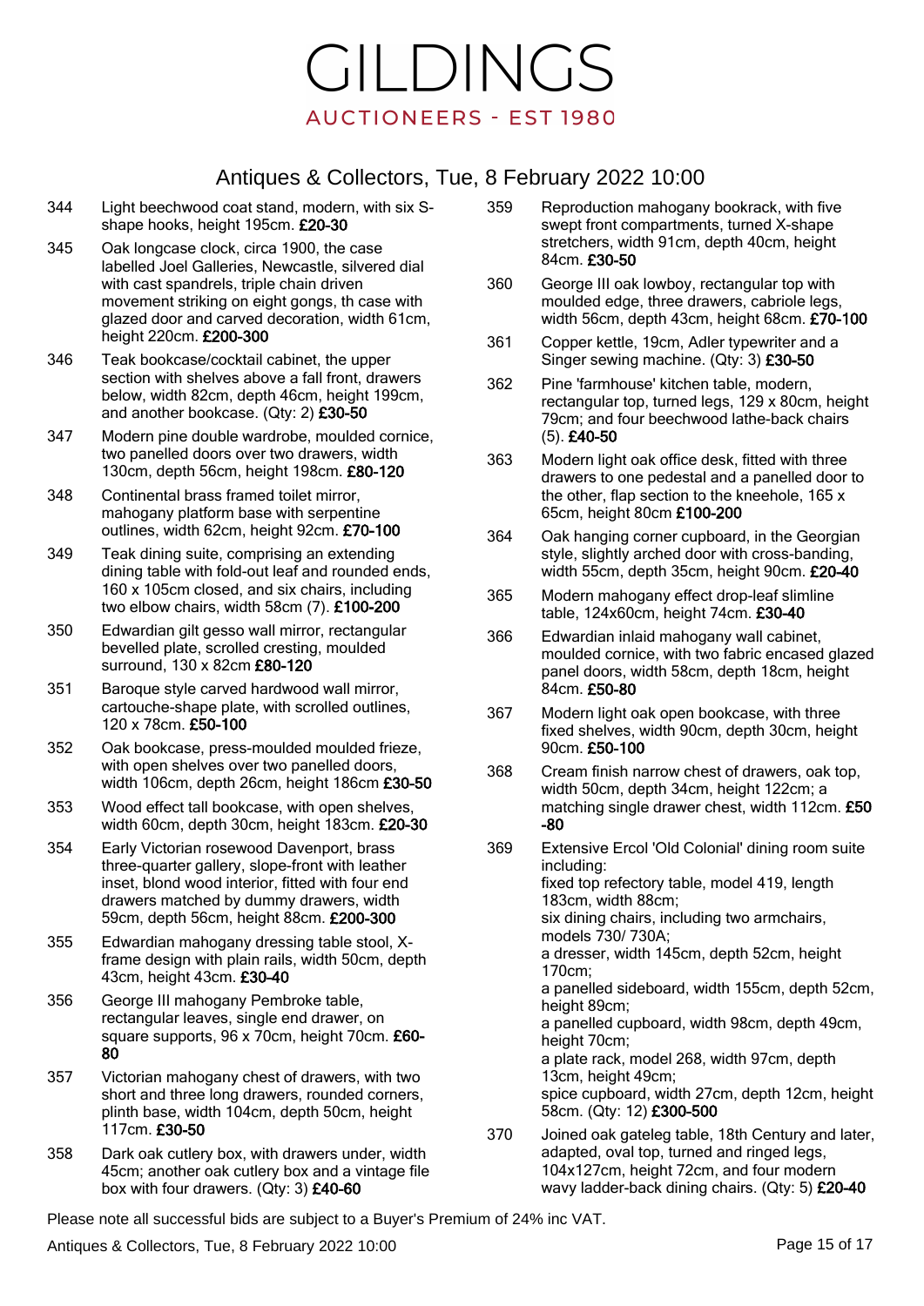# GILDINGS

AUCTIONEERS - EST 1980

## Antiques & Collectors, Tue, 8 February 2022 10:00

344 Light beechwood coat stand, modern, with six S-shape hooks, height 195cm. **£20-30**

345 Oak longcase clock, circa 1900, the case labelled Joel Galleries, Newcastle, silvered dial with cast spandrels, triple chain driven movement striking on eight gongs, th case with glazed door and carved decoration, width 61cm, height 220cm. **£200-300**

346 Teak bookcase/cocktail cabinet, the upper section with shelves above a fall front, drawers below, width 82cm, depth 46cm, height 199cm, and another bookcase. (Qty: 2) **£30-50**

347 Modern pine double wardrobe, moulded cornice, two panelled doors over two drawers, width 130cm, depth 56cm, height 198cm. **£80-120**

348 Continental brass framed toilet mirror, mahogany platform base with serpentine outlines, width 62cm, height 92cm. **£70-100**

349 Teak dining suite, comprising an extending dining table with fold-out leaf and rounded ends, 160 x 105cm closed, and six chairs, including two elbow chairs, width 58cm (7). **£100-200**

350 Edwardian gilt gesso wall mirror, rectangular bevelled plate, scrolled cresting, moulded surround, 130 x 82cm **£80-120**

351 Baroque style carved hardwood wall mirror, cartouche-shape plate, with scrolled outlines, 120 x 78cm. **£50-100**

352 Oak bookcase, press-moulded moulded frieze, with open shelves over two panelled doors, width 106cm, depth 26cm, height 186cm **£30-50**

353 Wood effect tall bookcase, with open shelves, width 60cm, depth 30cm, height 183cm. **£20-30**

354 Early Victorian rosewood Davenport, brass three-quarter gallery, slope-front with leather inset, blond wood interior, fitted with four end drawers matched by dummy drawers, width 59cm, depth 56cm, height 88cm. **£200-300**

355 Edwardian mahogany dressing table stool, X-frame design with plain rails, width 50cm, depth 43cm, height 43cm. **£30-40**

356 George III mahogany Pembroke table, rectangular leaves, single end drawer, on square supports, 96 x 70cm, height 70cm. **£60-80**

357 Victorian mahogany chest of drawers, with two short and three long drawers, rounded corners, plinth base, width 104cm, depth 50cm, height 117cm. **£30-50**

358 Dark oak cutlery box, with drawers under, width 45cm; another oak cutlery box and a vintage file box with four drawers. (Qty: 3) **£40-60**

359 Reproduction mahogany bookrack, with five swept front compartments, turned X-shape stretchers, width 91cm, depth 40cm, height 84cm. **£30-50**

360 George III oak lowboy, rectangular top with moulded edge, three drawers, cabriole legs, width 56cm, depth 43cm, height 68cm. **£70-100**

361 Copper kettle, 19cm, Adler typewriter and a Singer sewing machine. (Qty: 3) **£30-50**

362 Pine 'farmhouse' kitchen table, modern, rectangular top, turned legs, 129 x 80cm, height 79cm; and four beechwood lathe-back chairs (5). **£40-50**

363 Modern light oak office desk, fitted with three drawers to one pedestal and a panelled door to the other, flap section to the kneehole, 165 x 65cm, height 80cm **£100-200**

364 Oak hanging corner cupboard, in the Georgian style, slightly arched door with cross-banding, width 55cm, depth 35cm, height 90cm. **£20-40**

365 Modern mahogany effect drop-leaf slimline table, 124x60cm, height 74cm. **£30-40**

366 Edwardian inlaid mahogany wall cabinet, moulded cornice, with two fabric encased glazed panel doors, width 58cm, depth 18cm, height 84cm. **£50-80**

367 Modern light oak open bookcase, with three fixed shelves, width 90cm, depth 30cm, height 90cm. **£50-100**

368 Cream finish narrow chest of drawers, oak top, width 50cm, depth 34cm, height 122cm; a matching single drawer chest, width 112cm. **£50-80**

369 Extensive Ercol 'Old Colonial' dining room suite including:
fixed top refectory table, model 419, length 183cm, width 88cm;
six dining chairs, including two armchairs, models 730/ 730A;
a dresser, width 145cm, depth 52cm, height 170cm;
a panelled sideboard, width 155cm, depth 52cm, height 89cm;
a panelled cupboard, width 98cm, depth 49cm, height 70cm;
a plate rack, model 268, width 97cm, depth 13cm, height 49cm;
spice cupboard, width 27cm, depth 12cm, height 58cm. (Qty: 12) **£300-500**

370 Joined oak gateleg table, 18th Century and later, adapted, oval top, turned and ringed legs, 104x127cm, height 72cm, and four modern wavy ladder-back dining chairs. (Qty: 5) **£20-40**

Please note all successful bids are subject to a Buyer's Premium of 24% inc VAT.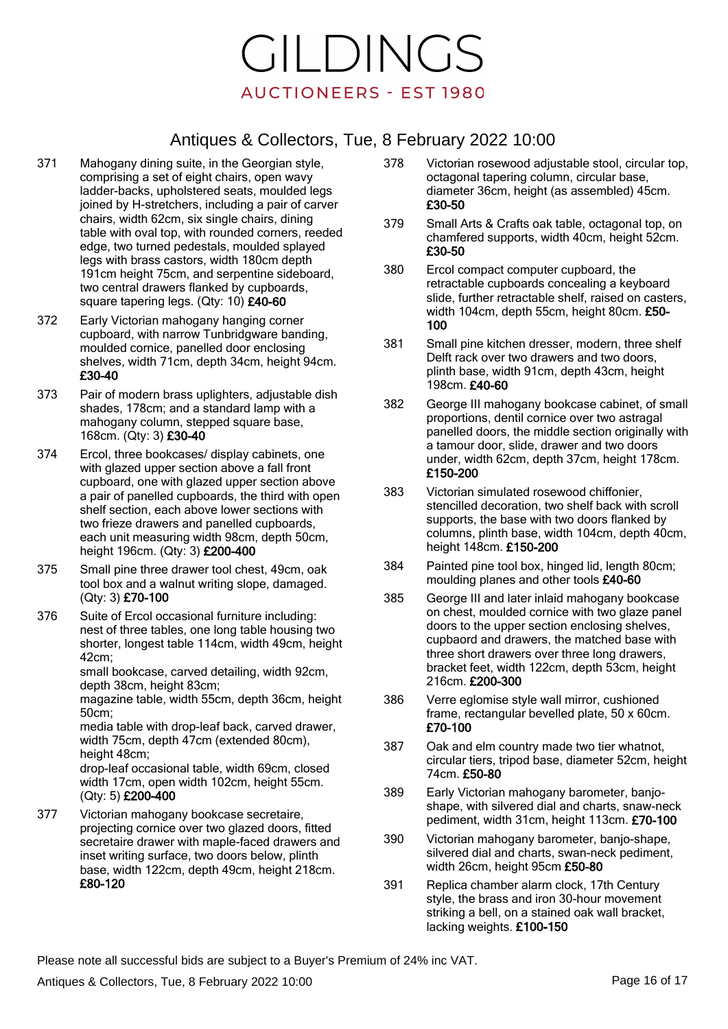# GILDINGS

AUCTIONEERS - EST 1980

## Antiques & Collectors, Tue, 8 February 2022 10:00

371 Mahogany dining suite, in the Georgian style, comprising a set of eight chairs, open wavy ladder-backs, upholstered seats, moulded legs joined by H-stretchers, including a pair of carver chairs, width 62cm, six single chairs, dining table with oval top, with rounded corners, reeded edge, two turned pedestals, moulded splayed legs with brass castors, width 180cm depth 191cm height 75cm, and serpentine sideboard, two central drawers flanked by cupboards, square tapering legs. (Qty: 10) **£40-60**

372 Early Victorian mahogany hanging corner cupboard, with narrow Tunbridgware banding, moulded cornice, panelled door enclosing shelves, width 71cm, depth 34cm, height 94cm. **£30-40**

373 Pair of modern brass uplighters, adjustable dish shades, 178cm; and a standard lamp with a mahogany column, stepped square base, 168cm. (Qty: 3) **£30-40**

374 Ercol, three bookcases/ display cabinets, one with glazed upper section above a fall front cupboard, one with glazed upper section above a pair of panelled cupboards, the third with open shelf section, each above lower sections with two frieze drawers and panelled cupboards, each unit measuring width 98cm, depth 50cm, height 196cm. (Qty: 3) **£200-400**

375 Small pine three drawer tool chest, 49cm, oak tool box and a walnut writing slope, damaged. (Qty: 3) **£70-100**

376 Suite of Ercol occasional furniture including:
nest of three tables, one long table housing two shorter, longest table 114cm, width 49cm, height 42cm;
small bookcase, carved detailing, width 92cm, depth 38cm, height 83cm;
magazine table, width 55cm, depth 36cm, height 50cm;
media table with drop-leaf back, carved drawer, width 75cm, depth 47cm (extended 80cm), height 48cm;
drop-leaf occasional table, width 69cm, closed width 17cm, open width 102cm, height 55cm. (Qty: 5) **£200-400**

377 Victorian mahogany bookcase secretaire, projecting cornice over two glazed doors, fitted secretaire drawer with maple-faced drawers and inset writing surface, two doors below, plinth base, width 122cm, depth 49cm, height 218cm. **£80-120**

378 Victorian rosewood adjustable stool, circular top, octagonal tapering column, circular base, diameter 36cm, height (as assembled) 45cm. **£30-50**

379 Small Arts & Crafts oak table, octagonal top, on chamfered supports, width 40cm, height 52cm. **£30-50**

380 Ercol compact computer cupboard, the retractable cupboards concealing a keyboard slide, further retractable shelf, raised on casters, width 104cm, depth 55cm, height 80cm. **£50-100**

381 Small pine kitchen dresser, modern, three shelf Delft rack over two drawers and two doors, plinth base, width 91cm, depth 43cm, height 198cm. **£40-60**

382 George III mahogany bookcase cabinet, of small proportions, dentil cornice over two astragal panelled doors, the middle section originally with a tamour door, slide, drawer and two doors under, width 62cm, depth 37cm, height 178cm. **£150-200**

383 Victorian simulated rosewood chiffonier, stencilled decoration, two shelf back with scroll supports, the base with two doors flanked by columns, plinth base, width 104cm, depth 40cm, height 148cm. **£150-200**

384 Painted pine tool box, hinged lid, length 80cm; moulding planes and other tools **£40-60**

385 George III and later inlaid mahogany bookcase on chest, moulded cornice with two glaze panel doors to the upper section enclosing shelves, cupboard and drawers, the matched base with three short drawers over three long drawers, bracket feet, width 122cm, depth 53cm, height 216cm. **£200-300**

386 Verre eglomise style wall mirror, cushioned frame, rectangular bevelled plate, 50 x 60cm. **£70-100**

387 Oak and elm country made two tier whatnot, circular tiers, tripod base, diameter 52cm, height 74cm. **£50-80**

389 Early Victorian mahogany barometer, banjo-shape, with silvered dial and charts, snaw-neck pediment, width 31cm, height 113cm. **£70-100**

390 Victorian mahogany barometer, banjo-shape, silvered dial and charts, swan-neck pediment, width 26cm, height 95cm **£50-80**

391 Replica chamber alarm clock, 17th Century style, the brass and iron 30-hour movement striking a bell, on a stained oak wall bracket, lacking weights. **£100-150**

Please note all successful bids are subject to a Buyer's Premium of 24% inc VAT.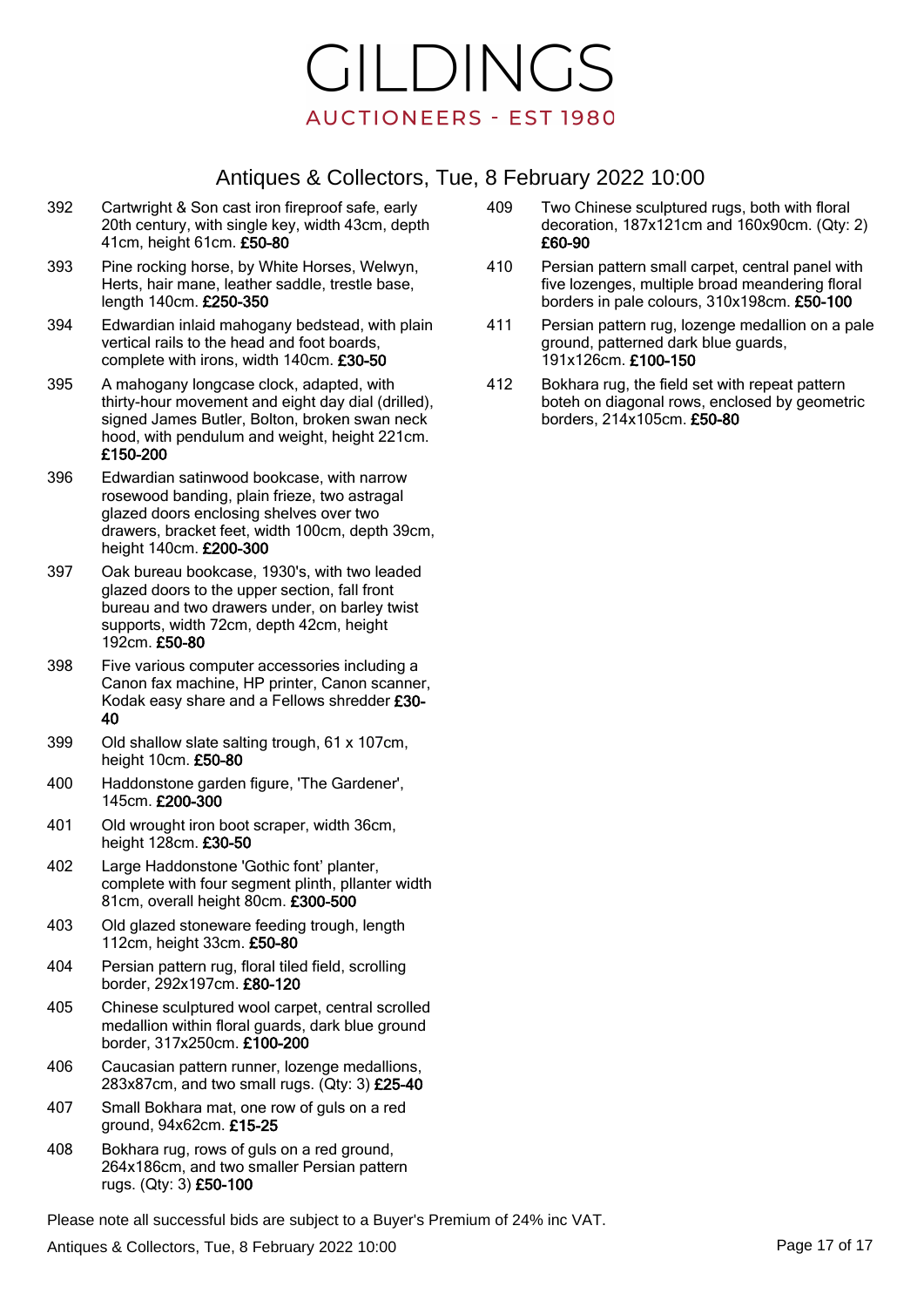# GILDINGS

AUCTIONEERS - EST 1980

## Antiques & Collectors, Tue, 8 February 2022 10:00

392 Cartwright & Son cast iron fireproof safe, early 20th century, with single key, width 43cm, depth 41cm, height 61cm. **£50-80**

393 Pine rocking horse, by White Horses, Welwyn, Herts, hair mane, leather saddle, trestle base, length 140cm. **£250-350**

394 Edwardian inlaid mahogany bedstead, with plain vertical rails to the head and foot boards, complete with irons, width 140cm. **£30-50**

395 A mahogany longcase clock, adapted, with thirty-hour movement and eight day dial (drilled), signed James Butler, Bolton, broken swan neck hood, with pendulum and weight, height 221cm. **£150-200**

396 Edwardian satinwood bookcase, with narrow rosewood banding, plain frieze, two astragal glazed doors enclosing shelves over two drawers, bracket feet, width 100cm, depth 39cm, height 140cm. **£200-300**

397 Oak bureau bookcase, 1930's, with two leaded glazed doors to the upper section, fall front bureau and two drawers under, on barley twist supports, width 72cm, depth 42cm, height 192cm. **£50-80**

398 Five various computer accessories including a Canon fax machine, HP printer, Canon scanner, Kodak easy share and a Fellows shredder **£30-40**

399 Old shallow slate salting trough, 61 x 107cm, height 10cm. **£50-80**

400 Haddonstone garden figure, 'The Gardener', 145cm. **£200-300**

401 Old wrought iron boot scraper, width 36cm, height 128cm. **£30-50**

402 Large Haddonstone 'Gothic font' planter, complete with four segment plinth, pllanter width 81cm, overall height 80cm. **£300-500**

403 Old glazed stoneware feeding trough, length 112cm, height 33cm. **£50-80**

404 Persian pattern rug, floral tiled field, scrolling border, 292x197cm. **£80-120**

405 Chinese sculptured wool carpet, central scrolled medallion within floral guards, dark blue ground border, 317x250cm. **£100-200**

406 Caucasian pattern runner, lozenge medallions, 283x87cm, and two small rugs. (Qty: 3) **£25-40**

407 Small Bokhara mat, one row of guls on a red ground, 94x62cm. **£15-25**

408 Bokhara rug, rows of guls on a red ground, 264x186cm, and two smaller Persian pattern rugs. (Qty: 3) **£50-100**

409 Two Chinese sculptured rugs, both with floral decoration, 187x121cm and 160x90cm. (Qty: 2) **£60-90**

410 Persian pattern small carpet, central panel with five lozenges, multiple broad meandering floral borders in pale colours, 310x198cm. **£50-100**

411 Persian pattern rug, lozenge medallion on a pale ground, patterned dark blue guards, 191x126cm. **£100-150**

412 Bokhara rug, the field set with repeat pattern boteh on diagonal rows, enclosed by geometric borders, 214x105cm. **£50-80**

Please note all successful bids are subject to a Buyer's Premium of 24% inc VAT.